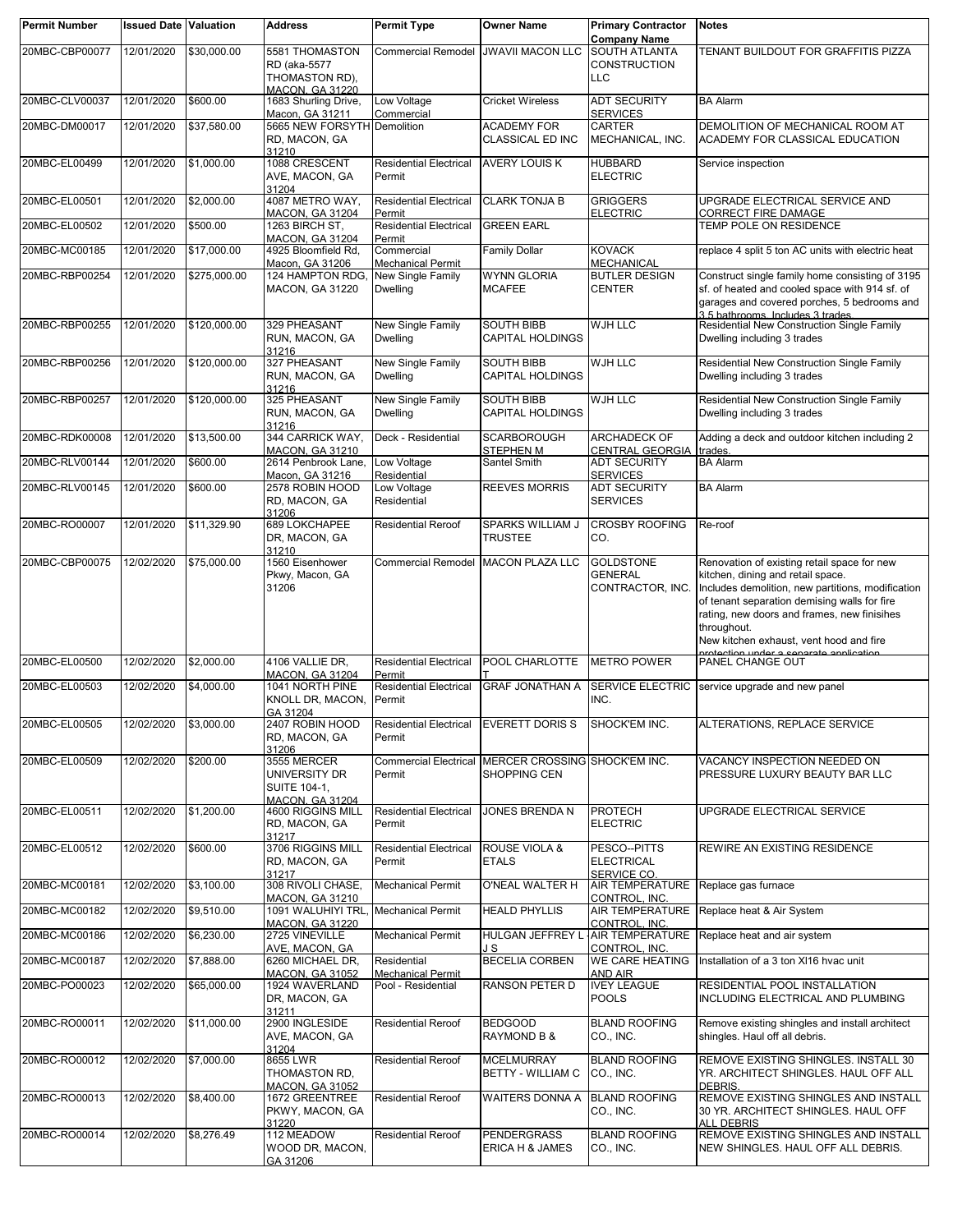| Permit Number | Issued Date | Valuation | Address | Permit Type | Owner Name | Primary Contractor Company Name | Notes |
|---|---|---|---|---|---|---|---|
| 20MBC-CBP00077 | 12/01/2020 | $30,000.00 | 5581 THOMASTON RD (aka-5577 THOMASTON RD), MACON, GA 31220 | Commercial Remodel | JWAVII MACON LLC | SOUTH ATLANTA CONSTRUCTION LLC | TENANT BUILDOUT FOR GRAFFITIS PIZZA |
| 20MBC-CLV00037 | 12/01/2020 | $600.00 | 1683 Shurling Drive, Macon, GA 31211 | Low Voltage Commercial | Cricket Wireless | ADT SECURITY SERVICES | BA Alarm |
| 20MBC-DM00017 | 12/01/2020 | $37,580.00 | 5665 NEW FORSYTH RD, MACON, GA 31210 | Demolition | ACADEMY FOR CLASSICAL ED INC | CARTER MECHANICAL, INC. | DEMOLITION OF MECHANICAL ROOM AT ACADEMY FOR CLASSICAL EDUCATION |
| 20MBC-EL00499 | 12/01/2020 | $1,000.00 | 1088 CRESCENT AVE, MACON, GA 31204 | Residential Electrical Permit | AVERY LOUIS K | HUBBARD ELECTRIC | Service inspection |
| 20MBC-EL00501 | 12/01/2020 | $2,000.00 | 4087 METRO WAY, MACON, GA 31204 | Residential Electrical Permit | CLARK TONJA B | GRIGGERS ELECTRIC | UPGRADE ELECTRICAL SERVICE AND CORRECT FIRE DAMAGE |
| 20MBC-EL00502 | 12/01/2020 | $500.00 | 1263 BIRCH ST, MACON, GA 31204 | Residential Electrical Permit | GREEN EARL | | TEMP POLE ON RESIDENCE |
| 20MBC-MC00185 | 12/01/2020 | $17,000.00 | 4925 Bloomfield Rd, Macon, GA 31206 | Commercial Mechanical Permit | Family Dollar | KOVACK MECHANICAL | replace 4 split 5 ton AC units with electric heat |
| 20MBC-RBP00254 | 12/01/2020 | $275,000.00 | 124 HAMPTON RDG, MACON, GA 31220 | New Single Family Dwelling | WYNN GLORIA MCAFEE | BUTLER DESIGN CENTER | Construct single family home consisting of 3195 sf. of heated and cooled space with 914 sf. of garages and covered porches, 5 bedrooms and 3.5 bathrooms. Includes 3 trades |
| 20MBC-RBP00255 | 12/01/2020 | $120,000.00 | 329 PHEASANT RUN, MACON, GA 31216 | New Single Family Dwelling | SOUTH BIBB CAPITAL HOLDINGS | WJH LLC | Residential New Construction Single Family Dwelling including 3 trades |
| 20MBC-RBP00256 | 12/01/2020 | $120,000.00 | 327 PHEASANT RUN, MACON, GA 31216 | New Single Family Dwelling | SOUTH BIBB CAPITAL HOLDINGS | WJH LLC | Residential New Construction Single Family Dwelling including 3 trades |
| 20MBC-RBP00257 | 12/01/2020 | $120,000.00 | 325 PHEASANT RUN, MACON, GA 31216 | New Single Family Dwelling | SOUTH BIBB CAPITAL HOLDINGS | WJH LLC | Residential New Construction Single Family Dwelling including 3 trades |
| 20MBC-RDK00008 | 12/01/2020 | $13,500.00 | 344 CARRICK WAY, MACON, GA 31210 | Deck - Residential | SCARBOROUGH STEPHEN M | ARCHADECK OF CENTRAL GEORGIA | Adding a deck and outdoor kitchen including 2 trades. |
| 20MBC-RLV00144 | 12/01/2020 | $600.00 | 2614 Penbrook Lane, Macon, GA 31216 | Low Voltage Residential | Santel Smith | ADT SECURITY SERVICES | BA Alarm |
| 20MBC-RLV00145 | 12/01/2020 | $600.00 | 2578 ROBIN HOOD RD, MACON, GA 31206 | Low Voltage Residential | REEVES MORRIS | ADT SECURITY SERVICES | BA Alarm |
| 20MBC-RO00007 | 12/01/2020 | $11,329.90 | 689 LOKCHAPEE DR, MACON, GA 31210 | Residential Reroof | SPARKS WILLIAM J TRUSTEE | CROSBY ROOFING CO. | Re-roof |
| 20MBC-CBP00075 | 12/02/2020 | $75,000.00 | 1560 Eisenhower Pkwy, Macon, GA 31206 | Commercial Remodel | MACON PLAZA LLC | GOLDSTONE GENERAL CONTRACTOR, INC. | Renovation of existing retail space for new kitchen, dining and retail space. Includes demolition, new partitions, modification of tenant separation demising walls for fire rating, new doors and frames, new finisihes throughout. New kitchen exhaust, vent hood and fire protection under a separate application |
| 20MBC-EL00500 | 12/02/2020 | $2,000.00 | 4106 VALLIE DR, MACON, GA 31204 | Residential Electrical Permit | POOL CHARLOTTE T | METRO POWER | PANEL CHANGE OUT |
| 20MBC-EL00503 | 12/02/2020 | $4,000.00 | 1041 NORTH PINE KNOLL DR, MACON, GA 31204 | Residential Electrical Permit | GRAF JONATHAN A | SERVICE ELECTRIC INC. | service upgrade and new panel |
| 20MBC-EL00505 | 12/02/2020 | $3,000.00 | 2407 ROBIN HOOD RD, MACON, GA 31206 | Residential Electrical Permit | EVERETT DORIS S | SHOCK'EM INC. | ALTERATIONS, REPLACE SERVICE |
| 20MBC-EL00509 | 12/02/2020 | $200.00 | 3555 MERCER UNIVERSITY DR SUITE 104-1, MACON, GA 31204 | Commercial Electrical Permit | MERCER CROSSING SHOPPING CEN | SHOCK'EM INC. | VACANCY INSPECTION NEEDED ON PRESSURE LUXURY BEAUTY BAR LLC |
| 20MBC-EL00511 | 12/02/2020 | $1,200.00 | 4600 RIGGINS MILL RD, MACON, GA 31217 | Residential Electrical Permit | JONES BRENDA N | PROTECH ELECTRIC | UPGRADE ELECTRICAL SERVICE |
| 20MBC-EL00512 | 12/02/2020 | $600.00 | 3706 RIGGINS MILL RD, MACON, GA 31217 | Residential Electrical Permit | ROUSE VIOLA & ETALS | PESCO--PITTS ELECTRICAL SERVICE CO. | REWIRE AN EXISTING RESIDENCE |
| 20MBC-MC00181 | 12/02/2020 | $3,100.00 | 308 RIVOLI CHASE, MACON, GA 31210 | Mechanical Permit | O'NEAL WALTER H | AIR TEMPERATURE CONTROL, INC. | Replace gas furnace |
| 20MBC-MC00182 | 12/02/2020 | $9,510.00 | 1091 WALUHIYI TRL, MACON, GA 31220 | Mechanical Permit | HEALD PHYLLIS | AIR TEMPERATURE CONTROL, INC. | Replace heat & Air System |
| 20MBC-MC00186 | 12/02/2020 | $6,230.00 | 2725 VINEVILLE AVE, MACON, GA | Mechanical Permit | HULGAN JEFFREY L J S | AIR TEMPERATURE CONTROL, INC. | Replace heat and air system |
| 20MBC-MC00187 | 12/02/2020 | $7,888.00 | 6260 MICHAEL DR, MACON, GA 31052 | Residential Mechanical Permit | BECELIA CORBEN | WE CARE HEATING AND AIR | Installation of a 3 ton XI16 hvac unit |
| 20MBC-PO00023 | 12/02/2020 | $65,000.00 | 1924 WAVERLAND DR, MACON, GA 31211 | Pool - Residential | RANSON PETER D | IVEY LEAGUE POOLS | RESIDENTIAL POOL INSTALLATION INCLUDING ELECTRICAL AND PLUMBING |
| 20MBC-RO00011 | 12/02/2020 | $11,000.00 | 2900 INGLESIDE AVE, MACON, GA 31204 | Residential Reroof | BEDGOOD RAYMOND B & | BLAND ROOFING CO., INC. | Remove existing shingles and install architect shingles. Haul off all debris. |
| 20MBC-RO00012 | 12/02/2020 | $7,000.00 | 8655 LWR THOMASTON RD, MACON, GA 31052 | Residential Reroof | MCELMURRAY BETTY - WILLIAM C | BLAND ROOFING CO., INC. | REMOVE EXISTING SHINGLES. INSTALL 30 YR. ARCHITECT SHINGLES. HAUL OFF ALL DEBRIS. |
| 20MBC-RO00013 | 12/02/2020 | $8,400.00 | 1672 GREENTREE PKWY, MACON, GA 31220 | Residential Reroof | WAITERS DONNA A | BLAND ROOFING CO., INC. | REMOVE EXISTING SHINGLES AND INSTALL 30 YR. ARCHITECT SHINGLES. HAUL OFF ALL DEBRIS |
| 20MBC-RO00014 | 12/02/2020 | $8,276.49 | 112 MEADOW WOOD DR, MACON, GA 31206 | Residential Reroof | PENDERGRASS ERICA H & JAMES | BLAND ROOFING CO., INC. | REMOVE EXISTING SHINGLES AND INSTALL NEW SHINGLES. HAUL OFF ALL DEBRIS. |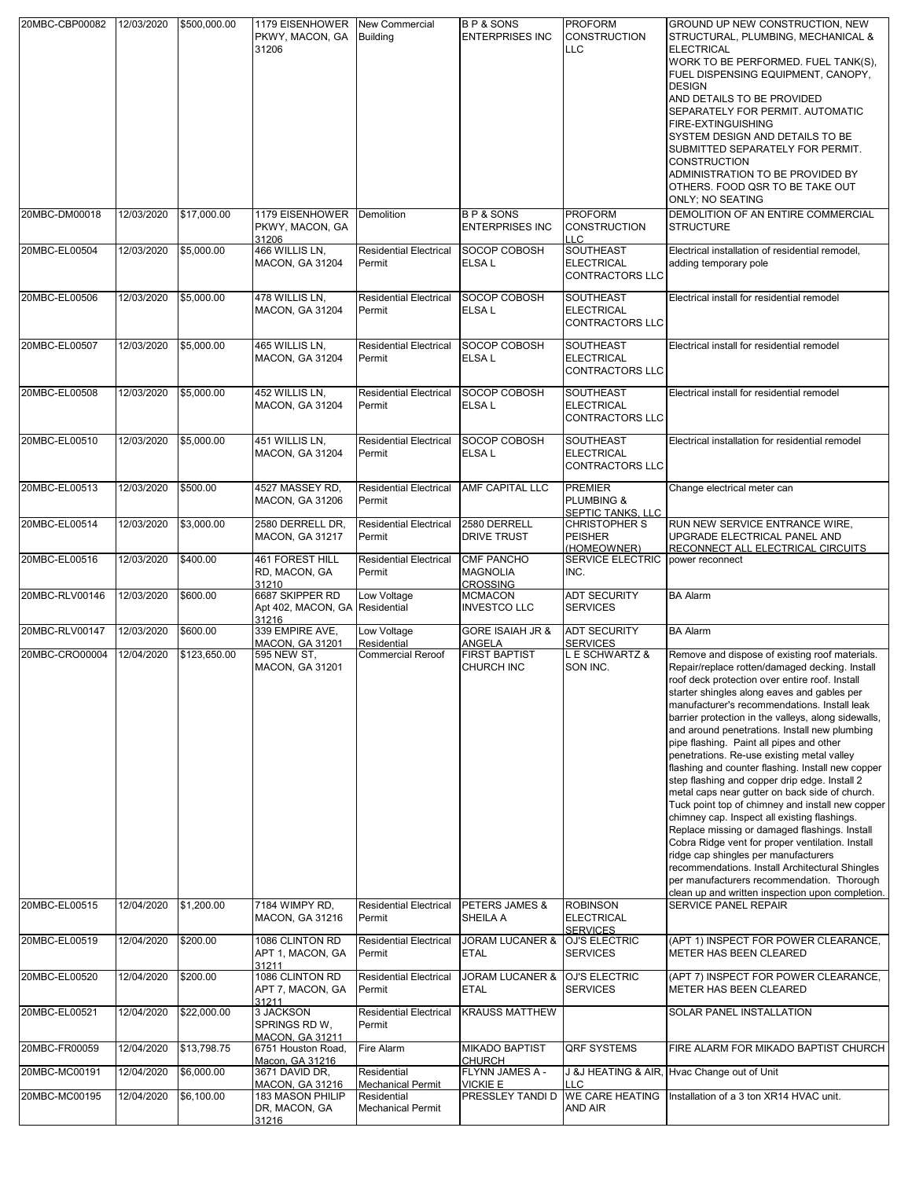| | | | | | | | |
|---|---|---|---|---|---|---|---|
| 20MBC-CBP00082 | 12/03/2020 | $500,000.00 | 1179 EISENHOWER PKWY, MACON, GA 31206 | New Commercial Building | B P & SONS ENTERPRISES INC | PROFORM CONSTRUCTION LLC | GROUND UP NEW CONSTRUCTION, NEW STRUCTURAL, PLUMBING, MECHANICAL & ELECTRICAL WORK TO BE PERFORMED. FUEL TANK(S), FUEL DISPENSING EQUIPMENT, CANOPY, DESIGN AND DETAILS TO BE PROVIDED SEPARATELY FOR PERMIT. AUTOMATIC FIRE-EXTINGUISHING SYSTEM DESIGN AND DETAILS TO BE SUBMITTED SEPARATELY FOR PERMIT. CONSTRUCTION ADMINISTRATION TO BE PROVIDED BY OTHERS. FOOD QSR TO BE TAKE OUT ONLY; NO SEATING |
| 20MBC-DM00018 | 12/03/2020 | $17,000.00 | 1179 EISENHOWER PKWY, MACON, GA 31206 | Demolition | B P & SONS ENTERPRISES INC | PROFORM CONSTRUCTION LLC | DEMOLITION OF AN ENTIRE COMMERCIAL STRUCTURE |
| 20MBC-EL00504 | 12/03/2020 | $5,000.00 | 466 WILLIS LN, MACON, GA 31204 | Residential Electrical Permit | SOCOP COBOSH ELSA L | SOUTHEAST ELECTRICAL CONTRACTORS LLC | Electrical installation of residential remodel, adding temporary pole |
| 20MBC-EL00506 | 12/03/2020 | $5,000.00 | 478 WILLIS LN, MACON, GA 31204 | Residential Electrical Permit | SOCOP COBOSH ELSA L | SOUTHEAST ELECTRICAL CONTRACTORS LLC | Electrical install for residential remodel |
| 20MBC-EL00507 | 12/03/2020 | $5,000.00 | 465 WILLIS LN, MACON, GA 31204 | Residential Electrical Permit | SOCOP COBOSH ELSA L | SOUTHEAST ELECTRICAL CONTRACTORS LLC | Electrical install for residential remodel |
| 20MBC-EL00508 | 12/03/2020 | $5,000.00 | 452 WILLIS LN, MACON, GA 31204 | Residential Electrical Permit | SOCOP COBOSH ELSA L | SOUTHEAST ELECTRICAL CONTRACTORS LLC | Electrical install for residential remodel |
| 20MBC-EL00510 | 12/03/2020 | $5,000.00 | 451 WILLIS LN, MACON, GA 31204 | Residential Electrical Permit | SOCOP COBOSH ELSA L | SOUTHEAST ELECTRICAL CONTRACTORS LLC | Electrical installation for residential remodel |
| 20MBC-EL00513 | 12/03/2020 | $500.00 | 4527 MASSEY RD, MACON, GA 31206 | Residential Electrical Permit | AMF CAPITAL LLC | PREMIER PLUMBING & SEPTIC TANKS, LLC | Change electrical meter can |
| 20MBC-EL00514 | 12/03/2020 | $3,000.00 | 2580 DERRELL DR, MACON, GA 31217 | Residential Electrical Permit | 2580 DERRELL DRIVE TRUST | CHRISTOPHER S PEISHER (HOMEOWNER) | RUN NEW SERVICE ENTRANCE WIRE, UPGRADE ELECTRICAL PANEL AND RECONNECT ALL ELECTRICAL CIRCUITS |
| 20MBC-EL00516 | 12/03/2020 | $400.00 | 461 FOREST HILL RD, MACON, GA 31210 | Residential Electrical Permit | CMF PANCHO MAGNOLIA CROSSING | SERVICE ELECTRIC INC. | power reconnect |
| 20MBC-RLV00146 | 12/03/2020 | $600.00 | 6687 SKIPPER RD Apt 402, MACON, GA 31216 | Low Voltage Residential | MCMACON INVESTCO LLC | ADT SECURITY SERVICES | BA Alarm |
| 20MBC-RLV00147 | 12/03/2020 | $600.00 | 339 EMPIRE AVE, MACON, GA 31201 | Low Voltage Residential | GORE ISAIAH JR & ANGELA | ADT SECURITY SERVICES | BA Alarm |
| 20MBC-CRO00004 | 12/04/2020 | $123,650.00 | 595 NEW ST, MACON, GA 31201 | Commercial Reroof | FIRST BAPTIST CHURCH INC | L E SCHWARTZ & SON INC. | Remove and dispose of existing roof materials. Repair/replace rotten/damaged decking. Install roof deck protection over entire roof. Install starter shingles along eaves and gables per manufacturer's recommendations. Install leak barrier protection in the valleys, along sidewalls, and around penetrations. Install new plumbing pipe flashing. Paint all pipes and other penetrations. Re-use existing metal valley flashing and counter flashing. Install new copper step flashing and copper drip edge. Install 2 metal caps near gutter on back side of church. Tuck point top of chimney and install new copper chimney cap. Inspect all existing flashings. Replace missing or damaged flashings. Install Cobra Ridge vent for proper ventilation. Install ridge cap shingles per manufacturers recommendations. Install Architectural Shingles per manufacturers recommendation. Thorough clean up and written inspection upon completion. |
| 20MBC-EL00515 | 12/04/2020 | $1,200.00 | 7184 WIMPY RD, MACON, GA 31216 | Residential Electrical Permit | PETERS JAMES & SHEILA A | ROBINSON ELECTRICAL SERVICES | SERVICE PANEL REPAIR |
| 20MBC-EL00519 | 12/04/2020 | $200.00 | 1086 CLINTON RD APT 1, MACON, GA 31211 | Residential Electrical Permit | JORAM LUCANER & ETAL | OJ'S ELECTRIC SERVICES | (APT 1) INSPECT FOR POWER CLEARANCE, METER HAS BEEN CLEARED |
| 20MBC-EL00520 | 12/04/2020 | $200.00 | 1086 CLINTON RD APT 7, MACON, GA 31211 | Residential Electrical Permit | JORAM LUCANER & ETAL | OJ'S ELECTRIC SERVICES | (APT 7) INSPECT FOR POWER CLEARANCE, METER HAS BEEN CLEARED |
| 20MBC-EL00521 | 12/04/2020 | $22,000.00 | 3 JACKSON SPRINGS RD W, MACON, GA 31211 | Residential Electrical Permit | KRAUSS MATTHEW | | SOLAR PANEL INSTALLATION |
| 20MBC-FR00059 | 12/04/2020 | $13,798.75 | 6751 Houston Road, Macon, GA 31216 | Fire Alarm | MIKADO BAPTIST CHURCH | QRF SYSTEMS | FIRE ALARM FOR MIKADO BAPTIST CHURCH |
| 20MBC-MC00191 | 12/04/2020 | $6,000.00 | 3671 DAVID DR, MACON, GA 31216 | Residential Mechanical Permit | FLYNN JAMES A - VICKIE E | J &J HEATING & AIR, LLC | Hvac Change out of Unit |
| 20MBC-MC00195 | 12/04/2020 | $6,100.00 | 183 MASON PHILIP DR, MACON, GA 31216 | Residential Mechanical Permit | PRESSLEY TANDI D | WE CARE HEATING AND AIR | Installation of a 3 ton XR14 HVAC unit. |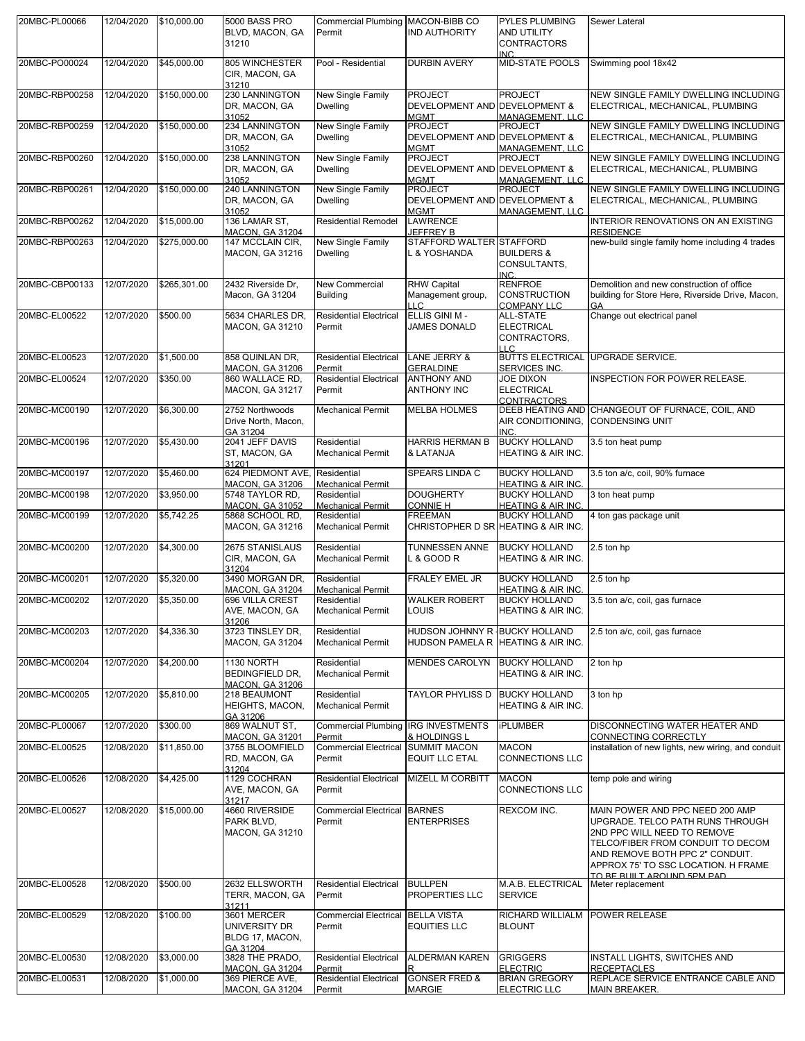| 20MBC-PL00066 | 12/04/2020 | $10,000.00 | 5000 BASS PRO BLVD, MACON, GA 31210 | Commercial Plumbing Permit | MACON-BIBB CO IND AUTHORITY | PYLES PLUMBING AND UTILITY CONTRACTORS INC. | Sewer Lateral |
|---|---|---|---|---|---|---|---|
| 20MBC-PO00024 | 12/04/2020 | $45,000.00 | 805 WINCHESTER CIR, MACON, GA 31210 | Pool - Residential | DURBIN AVERY | MID-STATE POOLS | Swimming pool 18x42 |
| 20MBC-RBP00258 | 12/04/2020 | $150,000.00 | 230 LANNINGTON DR, MACON, GA 31052 | New Single Family Dwelling | PROJECT DEVELOPMENT AND MGMT | PROJECT DEVELOPMENT & MANAGEMENT, LLC | NEW SINGLE FAMILY DWELLING INCLUDING ELECTRICAL, MECHANICAL, PLUMBING |
| 20MBC-RBP00259 | 12/04/2020 | $150,000.00 | 234 LANNINGTON DR, MACON, GA 31052 | New Single Family Dwelling | PROJECT DEVELOPMENT AND MGMT | PROJECT DEVELOPMENT & MANAGEMENT, LLC | NEW SINGLE FAMILY DWELLING INCLUDING ELECTRICAL, MECHANICAL, PLUMBING |
| 20MBC-RBP00260 | 12/04/2020 | $150,000.00 | 238 LANNINGTON DR, MACON, GA 31052 | New Single Family Dwelling | PROJECT DEVELOPMENT AND MGMT | PROJECT DEVELOPMENT & MANAGEMENT, LLC | NEW SINGLE FAMILY DWELLING INCLUDING ELECTRICAL, MECHANICAL, PLUMBING |
| 20MBC-RBP00261 | 12/04/2020 | $150,000.00 | 240 LANNINGTON DR, MACON, GA 31052 | New Single Family Dwelling | PROJECT DEVELOPMENT AND MGMT | PROJECT DEVELOPMENT & MANAGEMENT, LLC | NEW SINGLE FAMILY DWELLING INCLUDING ELECTRICAL, MECHANICAL, PLUMBING |
| 20MBC-RBP00262 | 12/04/2020 | $15,000.00 | 136 LAMAR ST, MACON, GA 31204 | Residential Remodel | LAWRENCE JEFFREY B | | INTERIOR RENOVATIONS ON AN EXISTING RESIDENCE |
| 20MBC-RBP00263 | 12/04/2020 | $275,000.00 | 147 MCCLAIN CIR, MACON, GA 31216 | New Single Family Dwelling | STAFFORD WALTER L & YOSHANDA | STAFFORD BUILDERS & CONSULTANTS, INC. | new-build single family home including 4 trades |
| 20MBC-CBP00133 | 12/07/2020 | $265,301.00 | 2432 Riverside Dr, Macon, GA 31204 | New Commercial Building | RHW Capital Management group, LLC | RENFROE CONSTRUCTION COMPANY LLC | Demolition and new construction of office building for Store Here, Riverside Drive, Macon, GA |
| 20MBC-EL00522 | 12/07/2020 | $500.00 | 5634 CHARLES DR, MACON, GA 31210 | Residential Electrical Permit | ELLIS GINI M - JAMES DONALD | ALL-STATE ELECTRICAL CONTRACTORS, LLC | Change out electrical panel |
| 20MBC-EL00523 | 12/07/2020 | $1,500.00 | 858 QUINLAN DR, MACON, GA 31206 | Residential Electrical Permit | LANE JERRY & GERALDINE | BUTTS ELECTRICAL SERVICES INC. | UPGRADE SERVICE. |
| 20MBC-EL00524 | 12/07/2020 | $350.00 | 860 WALLACE RD, MACON, GA 31217 | Residential Electrical Permit | ANTHONY AND ANTHONY INC | JOE DIXON ELECTRICAL CONTRACTORS | INSPECTION FOR POWER RELEASE. |
| 20MBC-MC00190 | 12/07/2020 | $6,300.00 | 2752 Northwoods Drive North, Macon, GA 31204 | Mechanical Permit | MELBA HOLMES | DEEB HEATING AND AIR CONDITIONING, INC. | CHANGEOUT OF FURNACE, COIL, AND CONDENSING UNIT |
| 20MBC-MC00196 | 12/07/2020 | $5,430.00 | 2041 JEFF DAVIS ST, MACON, GA 31201 | Residential Mechanical Permit | HARRIS HERMAN B & LATANJA | BUCKY HOLLAND HEATING & AIR INC. | 3.5 ton heat pump |
| 20MBC-MC00197 | 12/07/2020 | $5,460.00 | 624 PIEDMONT AVE, MACON, GA 31206 | Residential Mechanical Permit | SPEARS LINDA C | BUCKY HOLLAND HEATING & AIR INC. | 3.5 ton a/c, coil, 90% furnace |
| 20MBC-MC00198 | 12/07/2020 | $3,950.00 | 5748 TAYLOR RD, MACON, GA 31052 | Residential Mechanical Permit | DOUGHERTY CONNIE H | BUCKY HOLLAND HEATING & AIR INC. | 3 ton heat pump |
| 20MBC-MC00199 | 12/07/2020 | $5,742.25 | 5868 SCHOOL RD, MACON, GA 31216 | Residential Mechanical Permit | FREEMAN CHRISTOPHER D SR | BUCKY HOLLAND HEATING & AIR INC. | 4 ton gas package unit |
| 20MBC-MC00200 | 12/07/2020 | $4,300.00 | 2675 STANISLAUS CIR, MACON, GA 31204 | Residential Mechanical Permit | TUNNESSEN ANNE L & GOOD R | BUCKY HOLLAND HEATING & AIR INC. | 2.5 ton hp |
| 20MBC-MC00201 | 12/07/2020 | $5,320.00 | 3490 MORGAN DR, MACON, GA 31204 | Residential Mechanical Permit | FRALEY EMEL JR | BUCKY HOLLAND HEATING & AIR INC. | 2.5 ton hp |
| 20MBC-MC00202 | 12/07/2020 | $5,350.00 | 696 VILLA CREST AVE, MACON, GA 31206 | Residential Mechanical Permit | WALKER ROBERT LOUIS | BUCKY HOLLAND HEATING & AIR INC. | 3.5 ton a/c, coil, gas furnace |
| 20MBC-MC00203 | 12/07/2020 | $4,336.30 | 3723 TINSLEY DR, MACON, GA 31204 | Residential Mechanical Permit | HUDSON JOHNNY R - HUDSON PAMELA R | BUCKY HOLLAND HEATING & AIR INC. | 2.5 ton a/c, coil, gas furnace |
| 20MBC-MC00204 | 12/07/2020 | $4,200.00 | 1130 NORTH BEDINGFIELD DR, MACON, GA 31206 | Residential Mechanical Permit | MENDES CAROLYN | BUCKY HOLLAND HEATING & AIR INC. | 2 ton hp |
| 20MBC-MC00205 | 12/07/2020 | $5,810.00 | 218 BEAUMONT HEIGHTS, MACON, GA 31206 | Residential Mechanical Permit | TAYLOR PHYLISS D | BUCKY HOLLAND HEATING & AIR INC. | 3 ton hp |
| 20MBC-PL00067 | 12/07/2020 | $300.00 | 869 WALNUT ST, MACON, GA 31201 | Commercial Plumbing Permit | IRG INVESTMENTS & HOLDINGS L | iPLUMBER | DISCONNECTING WATER HEATER AND CONNECTING CORRECTLY |
| 20MBC-EL00525 | 12/08/2020 | $11,850.00 | 3755 BLOOMFIELD RD, MACON, GA 31204 | Commercial Electrical Permit | SUMMIT MACON EQUIT LLC ETAL | MACON CONNECTIONS LLC | installation of new lights, new wiring, and conduit |
| 20MBC-EL00526 | 12/08/2020 | $4,425.00 | 1129 COCHRAN AVE, MACON, GA 31217 | Residential Electrical Permit | MIZELL M CORBITT | MACON CONNECTIONS LLC | temp pole and wiring |
| 20MBC-EL00527 | 12/08/2020 | $15,000.00 | 4660 RIVERSIDE PARK BLVD, MACON, GA 31210 | Commercial Electrical Permit | BARNES ENTERPRISES | REXCOM INC. | MAIN POWER AND PPC NEED 200 AMP UPGRADE. TELCO PATH RUNS THROUGH 2ND PPC WILL NEED TO REMOVE TELCO/FIBER FROM CONDUIT TO DECOM AND REMOVE BOTH PPC 2" CONDUIT. APPROX 75' TO SSC LOCATION. H FRAME TO BE BUILT AROUND 5PM PAD |
| 20MBC-EL00528 | 12/08/2020 | $500.00 | 2632 ELLSWORTH TERR, MACON, GA 31211 | Residential Electrical Permit | BULLPEN PROPERTIES LLC | M.A.B. ELECTRICAL SERVICE | Meter replacement |
| 20MBC-EL00529 | 12/08/2020 | $100.00 | 3601 MERCER UNIVERSITY DR BLDG 17, MACON, GA 31204 | Commercial Electrical Permit | BELLA VISTA EQUITIES LLC | RICHARD WILLIALM BLOUNT | POWER RELEASE |
| 20MBC-EL00530 | 12/08/2020 | $3,000.00 | 3828 THE PRADO, MACON, GA 31204 | Residential Electrical Permit | ALDERMAN KAREN R | GRIGGERS ELECTRIC | INSTALL LIGHTS, SWITCHES AND RECEPTACLES |
| 20MBC-EL00531 | 12/08/2020 | $1,000.00 | 369 PIERCE AVE, MACON, GA 31204 | Residential Electrical Permit | GONSER FRED & MARGIE | BRIAN GREGORY ELECTRIC LLC | REPLACE SERVICE ENTRANCE CABLE AND MAIN BREAKER. |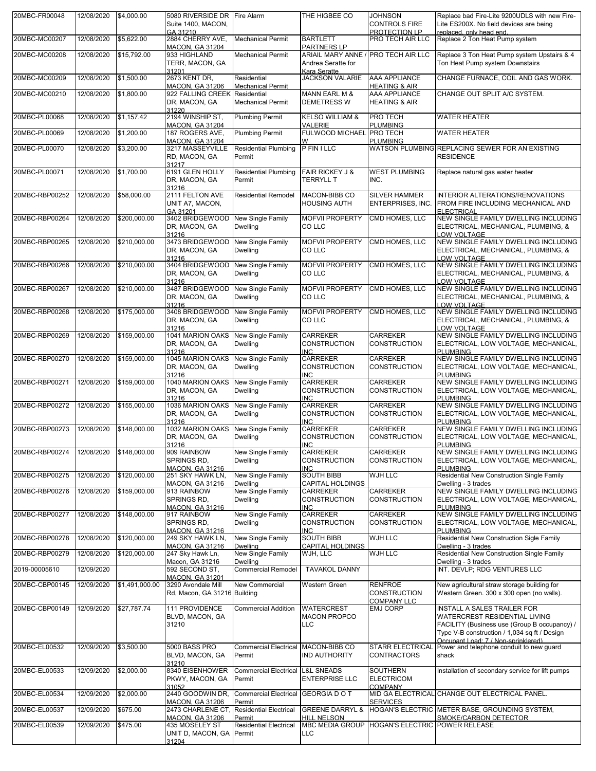| 20MBC-FR00048 | 12/08/2020 | $4,000.00 | 5080 RIVERSIDE DR Suite 1400, MACON, GA 31210 | Fire Alarm | THE HIGBEE CO | JOHNSON CONTROLS FIRE PROTECTION LP | Replace bad Fire-Lite 9200UDLS with new Fire-Lite ES200X. No field devices are being replaced, only head end. |
|---|---|---|---|---|---|---|---|
| 20MBC-MC00207 | 12/08/2020 | $5,622.00 | 2884 CHERRY AVE, MACON, GA 31204 | Mechanical Permit | BARTLETT PARTNERS LP | PRO TECH AIR LLC | Replace 2 Ton Heat Pump system |
| 20MBC-MC00208 | 12/08/2020 | $15,792.00 | 933 HIGHLAND TERR, MACON, GA 31201 | Mechanical Permit | ARIAIL MARY ANNE / Andrea Seratte for Kara Seratte | PRO TECH AIR LLC | Replace 3 Ton Heat Pump system Upstairs & 4 Ton Heat Pump system Downstairs |
| 20MBC-MC00209 | 12/08/2020 | $1,500.00 | 2673 KENT DR, MACON, GA 31206 | Residential Mechanical Permit | JACKSON VALARIE | AAA APPLIANCE HEATING & AIR | CHANGE FURNACE, COIL AND GAS WORK. |
| 20MBC-MC00210 | 12/08/2020 | $1,800.00 | 922 FALLING CREEK DR, MACON, GA 31220 | Residential Mechanical Permit | MANN EARL M & DEMETRESS W | AAA APPLIANCE HEATING & AIR | CHANGE OUT SPLIT A/C SYSTEM. |
| 20MBC-PL00068 | 12/08/2020 | $1,157.42 | 2194 WINSHIP ST, MACON, GA 31204 | Plumbing Permit | KELSO WILLIAM & VALERIE | PRO TECH PLUMBING | WATER HEATER |
| 20MBC-PL00069 | 12/08/2020 | $1,200.00 | 187 ROGERS AVE, MACON, GA 31204 | Plumbing Permit | FULWOOD MICHAEL W | PRO TECH PLUMBING | WATER HEATER |
| 20MBC-PL00070 | 12/08/2020 | $3,200.00 | 3217 MASSEYVILLE RD, MACON, GA 31217 | Residential Plumbing Permit | P FIN I LLC | WATSON PLUMBING | REPLACING SEWER FOR AN EXISTING RESIDENCE |
| 20MBC-PL00071 | 12/08/2020 | $1,700.00 | 6191 GLEN HOLLY DR, MACON, GA 31216 | Residential Plumbing Permit | FAIR RICKEY J & TERRYLL T | WEST PLUMBING INC. | Replace natural gas water heater |
| 20MBC-RBP00252 | 12/08/2020 | $58,000.00 | 2111 FELTON AVE UNIT A7, MACON, GA 31201 | Residential Remodel | MACON-BIBB CO HOUSING AUTH | SILVER HAMMER ENTERPRISES, INC. | INTERIOR ALTERATIONS/RENOVATIONS FROM FIRE INCLUDING MECHANICAL AND ELECTRICAL |
| 20MBC-RBP00264 | 12/08/2020 | $200,000.00 | 3402 BRIDGEWOOD DR, MACON, GA 31216 | New Single Family Dwelling | MOFVII PROPERTY CO LLC | CMD HOMES, LLC | NEW SINGLE FAMILY DWELLING INCLUDING ELECTRICAL, MECHANICAL, PLUMBING, & LOW VOLTAGE |
| 20MBC-RBP00265 | 12/08/2020 | $210,000.00 | 3473 BRIDGEWOOD DR, MACON, GA 31216 | New Single Family Dwelling | MOFVII PROPERTY CO LLC | CMD HOMES, LLC | NEW SINGLE FAMILY DWELLING INCLUDING ELECTRICAL, MECHANICAL, PLUMBING, & LOW VOLTAGE |
| 20MBC-RBP00266 | 12/08/2020 | $210,000.00 | 3404 BRIDGEWOOD DR, MACON, GA 31216 | New Single Family Dwelling | MOFVII PROPERTY CO LLC | CMD HOMES, LLC | NEW SINGLE FAMILY DWELLING INCLUDING ELECTRICAL, MECHANICAL, PLUMBING, & LOW VOLTAGE |
| 20MBC-RBP00267 | 12/08/2020 | $210,000.00 | 3487 BRIDGEWOOD DR, MACON, GA 31216 | New Single Family Dwelling | MOFVII PROPERTY CO LLC | CMD HOMES, LLC | NEW SINGLE FAMILY DWELLING INCLUDING ELECTRICAL, MECHANICAL, PLUMBING, & LOW VOLTAGE |
| 20MBC-RBP00268 | 12/08/2020 | $175,000.00 | 3408 BRIDGEWOOD DR, MACON, GA 31216 | New Single Family Dwelling | MOFVII PROPERTY CO LLC | CMD HOMES, LLC | NEW SINGLE FAMILY DWELLING INCLUDING ELECTRICAL, MECHANICAL, PLUMBING, & LOW VOLTAGE |
| 20MBC-RBP00269 | 12/08/2020 | $159,000.00 | 1041 MARION OAKS DR, MACON, GA 31216 | New Single Family Dwelling | CARREKER CONSTRUCTION INC | CARREKER CONSTRUCTION | NEW SINGLE FAMILY DWELLING INCLUDING ELECTRICAL, LOW VOLTAGE, MECHANICAL, PLUMBING |
| 20MBC-RBP00270 | 12/08/2020 | $159,000.00 | 1045 MARION OAKS DR, MACON, GA 31216 | New Single Family Dwelling | CARREKER CONSTRUCTION INC | CARREKER CONSTRUCTION | NEW SINGLE FAMILY DWELLING INCLUDING ELECTRICAL, LOW VOLTAGE, MECHANICAL, PLUMBING |
| 20MBC-RBP00271 | 12/08/2020 | $159,000.00 | 1040 MARION OAKS DR, MACON, GA 31216 | New Single Family Dwelling | CARREKER CONSTRUCTION INC | CARREKER CONSTRUCTION | NEW SINGLE FAMILY DWELLING INCLUDING ELECTRICAL, LOW VOLTAGE, MECHANICAL, PLUMBING |
| 20MBC-RBP00272 | 12/08/2020 | $155,000.00 | 1036 MARION OAKS DR, MACON, GA 31216 | New Single Family Dwelling | CARREKER CONSTRUCTION INC | CARREKER CONSTRUCTION | NEW SINGLE FAMILY DWELLING INCLUDING ELECTRICAL, LOW VOLTAGE, MECHANICAL, PLUMBING |
| 20MBC-RBP00273 | 12/08/2020 | $148,000.00 | 1032 MARION OAKS DR, MACON, GA 31216 | New Single Family Dwelling | CARREKER CONSTRUCTION INC | CARREKER CONSTRUCTION | NEW SINGLE FAMILY DWELLING INCLUDING ELECTRICAL, LOW VOLTAGE, MECHANICAL, PLUMBING |
| 20MBC-RBP00274 | 12/08/2020 | $148,000.00 | 909 RAINBOW SPRINGS RD, MACON, GA 31216 | New Single Family Dwelling | CARREKER CONSTRUCTION INC | CARREKER CONSTRUCTION | NEW SINGLE FAMILY DWELLING INCLUDING ELECTRICAL, LOW VOLTAGE, MECHANICAL, PLUMBING |
| 20MBC-RBP00275 | 12/08/2020 | $120,000.00 | 251 SKY HAWK LN, MACON, GA 31216 | New Single Family Dwelling | SOUTH BIBB CAPITAL HOLDINGS | WJH LLC | Residential New Construction Single Family Dwelling - 3 trades |
| 20MBC-RBP00276 | 12/08/2020 | $159,000.00 | 913 RAINBOW SPRINGS RD, MACON, GA 31216 | New Single Family Dwelling | CARREKER CONSTRUCTION INC | CARREKER CONSTRUCTION | NEW SINGLE FAMILY DWELLING INCLUDING ELECTRICAL, LOW VOLTAGE, MECHANICAL, PLUMBING |
| 20MBC-RBP00277 | 12/08/2020 | $148,000.00 | 917 RAINBOW SPRINGS RD, MACON, GA 31216 | New Single Family Dwelling | CARREKER CONSTRUCTION INC | CARREKER CONSTRUCTION | NEW SINGLE FAMILY DWELLING INCLUDING ELECTRICAL, LOW VOLTAGE, MECHANICAL, PLUMBING |
| 20MBC-RBP00278 | 12/08/2020 | $120,000.00 | 249 SKY HAWK LN, MACON, GA 31216 | New Single Family Dwelling | SOUTH BIBB CAPITAL HOLDINGS | WJH LLC | Residential New Construction Sigle Family Dwelling - 3 trades |
| 20MBC-RBP00279 | 12/08/2020 | $120,000.00 | 247 Sky Hawk Ln, Macon, GA 31216 | New Single Family Dwelling | WJH, LLC | WJH LLC | Residential New Construction Single Family Dwelling - 3 trades |
| 2019-00005610 | 12/09/2020 | | 592 SECOND ST, MACON, GA 31201 | Commercial Remodel | TAVAKOL DANNY | | INT. DEVLP; RDG VENTURES LLC |
| 20MBC-CBP00145 | 12/09/2020 | $1,491,000.00 | 3290 Avondale Mill Rd, Macon, GA 31216 | New Commercial Building | Western Green | RENFROE CONSTRUCTION COMPANY LLC | New agricultural straw storage building for Western Green. 300 x 300 open (no walls). |
| 20MBC-CBP00149 | 12/09/2020 | $27,787.74 | 111 PROVIDENCE BLVD, MACON, GA 31210 | Commercial Addition | WATERCREST MACON PROPCO LLC | EMJ CORP | INSTALL A SALES TRAILER FOR WATERCREST RESIDENTIAL LIVING FACILITY (Business use (Group B occupancy) / Type V-B construction / 1,034 sq ft / Design Occupant Load: 7 / Non-sprinklered) |
| 20MBC-EL00532 | 12/09/2020 | $3,500.00 | 5000 BASS PRO BLVD, MACON, GA 31210 | Commercial Electrical Permit | MACON-BIBB CO IND AUTHORITY | STARR ELECTRICAL CONTRACTORS | Power and telephone conduit to new guard shack |
| 20MBC-EL00533 | 12/09/2020 | $2,000.00 | 8340 EISENHOWER PKWY, MACON, GA 31052 | Commercial Electrical Permit | L&L SNEADS ENTERPRISE LLC | SOUTHERN ELECTRICOM COMPANY | Installation of secondary service for lift pumps |
| 20MBC-EL00534 | 12/09/2020 | $2,000.00 | 2440 GOODWIN DR, MACON, GA 31206 | Commercial Electrical Permit | GEORGIA D O T | MID GA ELECTRICAL SERVICES | CHANGE OUT ELECTRICAL PANEL. |
| 20MBC-EL00537 | 12/09/2020 | $675.00 | 2473 CHARLENE CT, MACON, GA 31206 | Residential Electrical Permit | GREENE DARRYL & HILL NELSON | HOGAN'S ELECTRIC | METER BASE, GROUNDING SYSTEM, SMOKE/CARBON DETECTOR |
| 20MBC-EL00539 | 12/09/2020 | $475.00 | 435 MOSELEY ST UNIT D, MACON, GA 31204 | Residential Electrical Permit | MBC MEDIA GROUP LLC | HOGAN'S ELECTRIC | POWER RELEASE |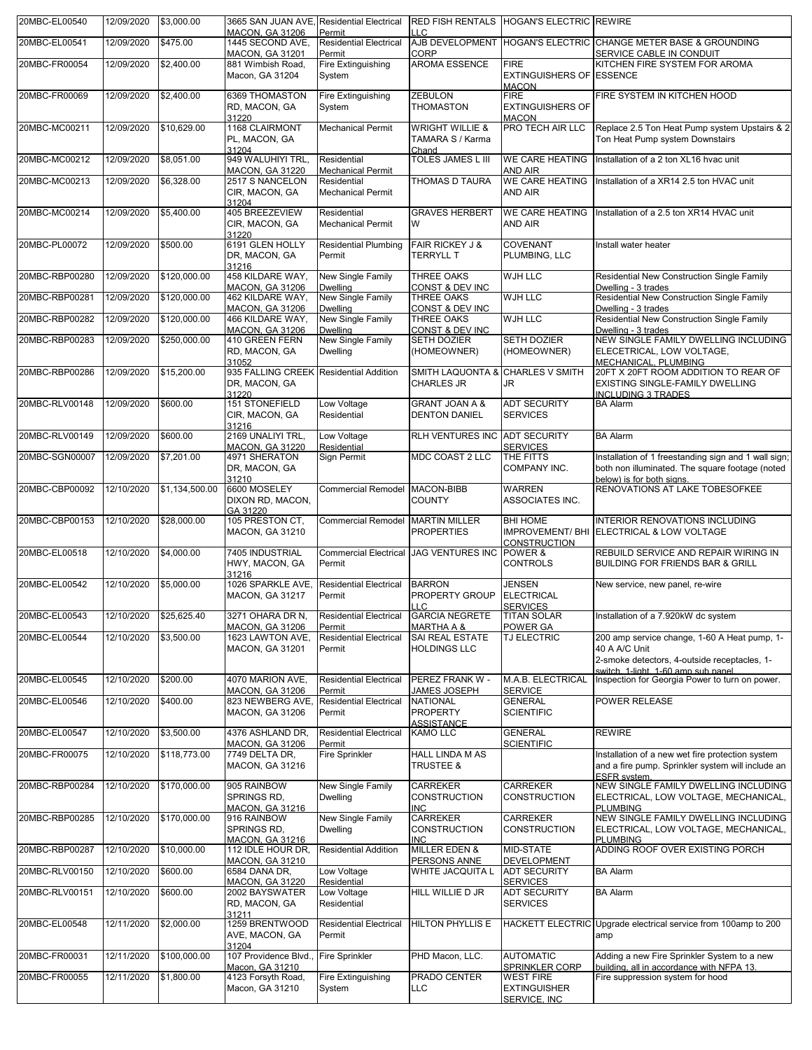| | | | | | | | |
|---|---|---|---|---|---|---|---|
| 20MBC-EL00540 | 12/09/2020 | $3,000.00 | 3665 SAN JUAN AVE, MACON, GA 31206 | Residential Electrical Permit | RED FISH RENTALS LLC | HOGAN'S ELECTRIC | REWIRE |
| 20MBC-EL00541 | 12/09/2020 | $475.00 | 1445 SECOND AVE, MACON, GA 31201 | Residential Electrical Permit | AJB DEVELOPMENT CORP | HOGAN'S ELECTRIC | CHANGE METER BASE & GROUNDING SERVICE CABLE IN CONDUIT |
| 20MBC-FR00054 | 12/09/2020 | $2,400.00 | 881 Wimbish Road, Macon, GA 31204 | Fire Extinguishing System | AROMA ESSENCE | FIRE EXTINGUISHERS OF MACON | KITCHEN FIRE SYSTEM FOR AROMA ESSENCE |
| 20MBC-FR00069 | 12/09/2020 | $2,400.00 | 6369 THOMASTON RD, MACON, GA 31220 | Fire Extinguishing System | ZEBULON THOMASTON | FIRE EXTINGUISHERS OF MACON | FIRE SYSTEM IN KITCHEN HOOD |
| 20MBC-MC00211 | 12/09/2020 | $10,629.00 | 1168 CLAIRMONT PL, MACON, GA 31204 | Mechanical Permit | WRIGHT WILLIE & TAMARA S / Karma Chand | PRO TECH AIR LLC | Replace 2.5 Ton Heat Pump system Upstairs & 2 Ton Heat Pump system Downstairs |
| 20MBC-MC00212 | 12/09/2020 | $8,051.00 | 949 WALUHIYI TRL, MACON, GA 31220 | Residential Mechanical Permit | TOLES JAMES L III | WE CARE HEATING AND AIR | Installation of a 2 ton XL16 hvac unit |
| 20MBC-MC00213 | 12/09/2020 | $6,328.00 | 2517 S NANCELON CIR, MACON, GA 31204 | Residential Mechanical Permit | THOMAS D TAURA | WE CARE HEATING AND AIR | Installation of a XR14 2.5 ton HVAC unit |
| 20MBC-MC00214 | 12/09/2020 | $5,400.00 | 405 BREEZEVIEW CIR, MACON, GA 31220 | Residential Mechanical Permit | GRAVES HERBERT W | WE CARE HEATING AND AIR | Installation of a 2.5 ton XR14 HVAC unit |
| 20MBC-PL00072 | 12/09/2020 | $500.00 | 6191 GLEN HOLLY DR, MACON, GA 31216 | Residential Plumbing Permit | FAIR RICKEY J & TERRYLL T | COVENANT PLUMBING, LLC | Install water heater |
| 20MBC-RBP00280 | 12/09/2020 | $120,000.00 | 458 KILDARE WAY, MACON, GA 31206 | New Single Family Dwelling | THREE OAKS CONST & DEV INC | WJH LLC | Residential New Construction Single Family Dwelling - 3 trades |
| 20MBC-RBP00281 | 12/09/2020 | $120,000.00 | 462 KILDARE WAY, MACON, GA 31206 | New Single Family Dwelling | THREE OAKS CONST & DEV INC | WJH LLC | Residential New Construction Single Family Dwelling - 3 trades |
| 20MBC-RBP00282 | 12/09/2020 | $120,000.00 | 466 KILDARE WAY, MACON, GA 31206 | New Single Family Dwelling | THREE OAKS CONST & DEV INC | WJH LLC | Residential New Construction Single Family Dwelling - 3 trades |
| 20MBC-RBP00283 | 12/09/2020 | $250,000.00 | 410 GREEN FERN RD, MACON, GA 31052 | New Single Family Dwelling | SETH DOZIER (HOMEOWNER) | SETH DOZIER (HOMEOWNER) | NEW SINGLE FAMILY DWELLING INCLUDING ELECETRICAL, LOW VOLTAGE, MECHANICAL, PLUMBING |
| 20MBC-RBP00286 | 12/09/2020 | $15,200.00 | 935 FALLING CREEK DR, MACON, GA 31220 | Residential Addition | SMITH LAQUONTA & CHARLES JR | CHARLES V SMITH JR | 20FT X 20FT ROOM ADDITION TO REAR OF EXISTING SINGLE-FAMILY DWELLING INCLUDING 3 TRADES |
| 20MBC-RLV00148 | 12/09/2020 | $600.00 | 151 STONEFIELD CIR, MACON, GA 31216 | Low Voltage Residential | GRANT JOAN A & DENTON DANIEL | ADT SECURITY SERVICES | BA Alarm |
| 20MBC-RLV00149 | 12/09/2020 | $600.00 | 2169 UNALIYI TRL, MACON, GA 31220 | Low Voltage Residential | RLH VENTURES INC | ADT SECURITY SERVICES | BA Alarm |
| 20MBC-SGN00007 | 12/09/2020 | $7,201.00 | 4971 SHERATON DR, MACON, GA 31210 | Sign Permit | MDC COAST 2 LLC | THE FITTS COMPANY INC. | Installation of 1 freestanding sign and 1 wall sign; both non illuminated. The square footage (noted below) is for both signs. |
| 20MBC-CBP00092 | 12/10/2020 | $1,134,500.00 | 6600 MOSELEY DIXON RD, MACON, GA 31220 | Commercial Remodel | MACON-BIBB COUNTY | WARREN ASSOCIATES INC. | RENOVATIONS AT LAKE TOBESOFKEE |
| 20MBC-CBP00153 | 12/10/2020 | $28,000.00 | 105 PRESTON CT, MACON, GA 31210 | Commercial Remodel | MARTIN MILLER PROPERTIES | BHI HOME IMPROVEMENT/ BHI CONSTRUCTION | INTERIOR RENOVATIONS INCLUDING ELECTRICAL & LOW VOLTAGE |
| 20MBC-EL00518 | 12/10/2020 | $4,000.00 | 7405 INDUSTRIAL HWY, MACON, GA 31216 | Commercial Electrical Permit | JAG VENTURES INC | POWER & CONTROLS | REBUILD SERVICE AND REPAIR WIRING IN BUILDING FOR FRIENDS BAR & GRILL |
| 20MBC-EL00542 | 12/10/2020 | $5,000.00 | 1026 SPARKLE AVE, MACON, GA 31217 | Residential Electrical Permit | BARRON PROPERTY GROUP LLC | JENSEN ELECTRICAL SERVICES | New service, new panel, re-wire |
| 20MBC-EL00543 | 12/10/2020 | $25,625.40 | 3271 OHARA DR N, MACON, GA 31206 | Residential Electrical Permit | GARCIA NEGRETE MARTHA A & | TITAN SOLAR POWER GA | Installation of a 7.920kW dc system |
| 20MBC-EL00544 | 12/10/2020 | $3,500.00 | 1623 LAWTON AVE, MACON, GA 31201 | Residential Electrical Permit | SAI REAL ESTATE HOLDINGS LLC | TJ ELECTRIC | 200 amp service change, 1-60 A Heat pump, 1-40 A A/C Unit<br>2-smoke detectors, 4-outside receptacles, 1-switch, 1-light, 1-60 amp sub panel |
| 20MBC-EL00545 | 12/10/2020 | $200.00 | 4070 MARION AVE, MACON, GA 31206 | Residential Electrical Permit | PEREZ FRANK W - JAMES JOSEPH | M.A.B. ELECTRICAL SERVICE | Inspection for Georgia Power to turn on power. |
| 20MBC-EL00546 | 12/10/2020 | $400.00 | 823 NEWBERG AVE, MACON, GA 31206 | Residential Electrical Permit | NATIONAL PROPERTY ASSISTANCE | GENERAL SCIENTIFIC | POWER RELEASE |
| 20MBC-EL00547 | 12/10/2020 | $3,500.00 | 4376 ASHLAND DR, MACON, GA 31206 | Residential Electrical Permit | KAMO LLC | GENERAL SCIENTIFIC | REWIRE |
| 20MBC-FR00075 | 12/10/2020 | $118,773.00 | 7749 DELTA DR, MACON, GA 31216 | Fire Sprinkler | HALL LINDA M AS TRUSTEE & | | Installation of a new wet fire protection system and a fire pump. Sprinkler system will include an ESFR system. |
| 20MBC-RBP00284 | 12/10/2020 | $170,000.00 | 905 RAINBOW SPRINGS RD, MACON, GA 31216 | New Single Family Dwelling | CARREKER CONSTRUCTION INC | CARREKER CONSTRUCTION | NEW SINGLE FAMILY DWELLING INCLUDING ELECTRICAL, LOW VOLTAGE, MECHANICAL, PLUMBING |
| 20MBC-RBP00285 | 12/10/2020 | $170,000.00 | 916 RAINBOW SPRINGS RD, MACON, GA 31216 | New Single Family Dwelling | CARREKER CONSTRUCTION INC | CARREKER CONSTRUCTION | NEW SINGLE FAMILY DWELLING INCLUDING ELECTRICAL, LOW VOLTAGE, MECHANICAL, PLUMBING |
| 20MBC-RBP00287 | 12/10/2020 | $10,000.00 | 112 IDLE HOUR DR, MACON, GA 31210 | Residential Addition | MILLER EDEN & PERSONS ANNE | MID-STATE DEVELOPMENT | ADDING ROOF OVER EXISTING PORCH |
| 20MBC-RLV00150 | 12/10/2020 | $600.00 | 6584 DANA DR, MACON, GA 31220 | Low Voltage Residential | WHITE JACQUITA L | ADT SECURITY SERVICES | BA Alarm |
| 20MBC-RLV00151 | 12/10/2020 | $600.00 | 2002 BAYSWATER RD, MACON, GA 31211 | Low Voltage Residential | HILL WILLIE D JR | ADT SECURITY SERVICES | BA Alarm |
| 20MBC-EL00548 | 12/11/2020 | $2,000.00 | 1259 BRENTWOOD AVE, MACON, GA 31204 | Residential Electrical Permit | HILTON PHYLLIS E | HACKETT ELECTRIC | Upgrade electrical service from 100amp to 200 amp |
| 20MBC-FR00031 | 12/11/2020 | $100,000.00 | 107 Providence Blvd., Macon, GA 31210 | Fire Sprinkler | PHD Macon, LLC. | AUTOMATIC SPRINKLER CORP | Adding a new Fire Sprinkler System to a new building, all in accordance with NFPA 13. |
| 20MBC-FR00055 | 12/11/2020 | $1,800.00 | 4123 Forsyth Road, Macon, GA 31210 | Fire Extinguishing System | PRADO CENTER LLC | WEST FIRE EXTINGUISHER SERVICE, INC | Fire suppression system for hood |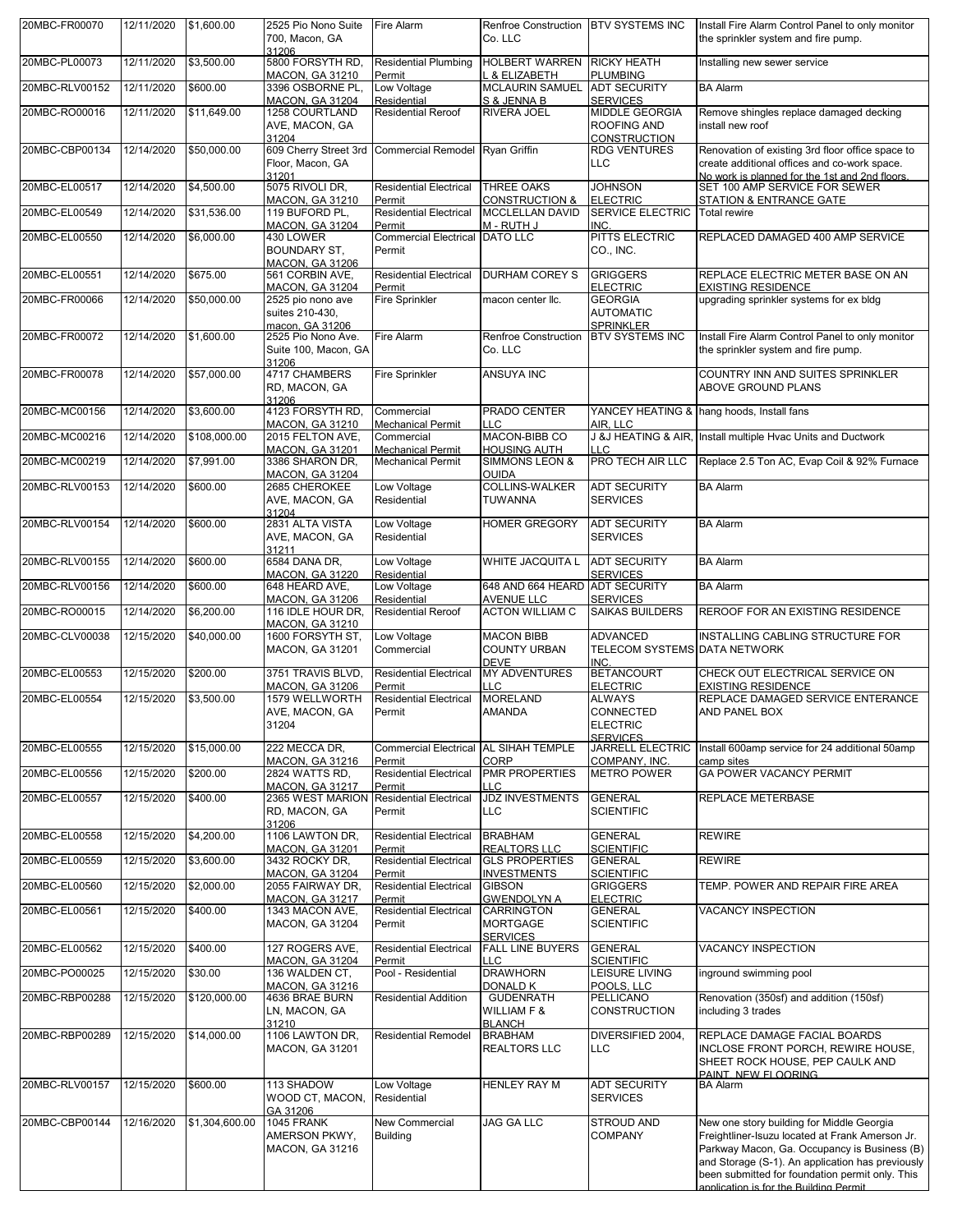| 20MBC-FR00070 | 12/11/2020 | $1,600.00 | 2525 Pio Nono Suite 700, Macon, GA 31206 | Fire Alarm | Renfroe Construction Co. LLC | BTV SYSTEMS INC | Install Fire Alarm Control Panel to only monitor the sprinkler system and fire pump. |
|---|---|---|---|---|---|---|---|
| 20MBC-PL00073 | 12/11/2020 | $3,500.00 | 5800 FORSYTH RD, MACON, GA 31210 | Residential Plumbing Permit | HOLBERT WARREN L & ELIZABETH | RICKY HEATH PLUMBING | Installing new sewer service |
| 20MBC-RLV00152 | 12/11/2020 | $600.00 | 3396 OSBORNE PL, MACON, GA 31204 | Low Voltage Residential | MCLAURIN SAMUEL S & JENNA B | ADT SECURITY SERVICES | BA Alarm |
| 20MBC-RO00016 | 12/11/2020 | $11,649.00 | 1258 COURTLAND AVE, MACON, GA 31204 | Residential Reroof | RIVERA JOEL | MIDDLE GEORGIA ROOFING AND CONSTRUCTION | Remove shingles replace damaged decking install new roof |
| 20MBC-CBP00134 | 12/14/2020 | $50,000.00 | 609 Cherry Street 3rd Floor, Macon, GA 31201 | Commercial Remodel | Ryan Griffin | RDG VENTURES LLC | Renovation of existing 3rd floor office space to create additional offices and co-work space. No work is planned for the 1st and 2nd floors. |
| 20MBC-EL00517 | 12/14/2020 | $4,500.00 | 5075 RIVOLI DR, MACON, GA 31210 | Residential Electrical Permit | THREE OAKS CONSTRUCTION & | JOHNSON ELECTRIC | SET 100 AMP SERVICE FOR SEWER STATION & ENTRANCE GATE |
| 20MBC-EL00549 | 12/14/2020 | $31,536.00 | 119 BUFORD PL, MACON, GA 31204 | Residential Electrical Permit | MCCLELLAN DAVID M - RUTH J | SERVICE ELECTRIC INC. | Total rewire |
| 20MBC-EL00550 | 12/14/2020 | $6,000.00 | 430 LOWER BOUNDARY ST, MACON, GA 31206 | Commercial Electrical Permit | DATO LLC | PITTS ELECTRIC CO., INC. | REPLACED DAMAGED 400 AMP SERVICE |
| 20MBC-EL00551 | 12/14/2020 | $675.00 | 561 CORBIN AVE, MACON, GA 31204 | Residential Electrical Permit | DURHAM COREY S | GRIGGERS ELECTRIC | REPLACE ELECTRIC METER BASE ON AN EXISTING RESIDENCE |
| 20MBC-FR00066 | 12/14/2020 | $50,000.00 | 2525 pio nono ave suites 210-430, macon, GA 31206 | Fire Sprinkler | macon center llc. | GEORGIA AUTOMATIC SPRINKLER | upgrading sprinkler systems for ex bldg |
| 20MBC-FR00072 | 12/14/2020 | $1,600.00 | 2525 Pio Nono Ave. Suite 100, Macon, GA 31206 | Fire Alarm | Renfroe Construction Co. LLC | BTV SYSTEMS INC | Install Fire Alarm Control Panel to only monitor the sprinkler system and fire pump. |
| 20MBC-FR00078 | 12/14/2020 | $57,000.00 | 4717 CHAMBERS RD, MACON, GA 31206 | Fire Sprinkler | ANSUYA INC | | COUNTRY INN AND SUITES SPRINKLER ABOVE GROUND PLANS |
| 20MBC-MC00156 | 12/14/2020 | $3,600.00 | 4123 FORSYTH RD, MACON, GA 31210 | Commercial Mechanical Permit | PRADO CENTER LLC | YANCEY HEATING & AIR, LLC | hang hoods, Install fans |
| 20MBC-MC00216 | 12/14/2020 | $108,000.00 | 2015 FELTON AVE, MACON, GA 31201 | Commercial Mechanical Permit | MACON-BIBB CO HOUSING AUTH | J &J HEATING & AIR, LLC | Install multiple Hvac Units and Ductwork |
| 20MBC-MC00219 | 12/14/2020 | $7,991.00 | 3386 SHARON DR, MACON, GA 31204 | Mechanical Permit | SIMMONS LEON & OUIDA | PRO TECH AIR LLC | Replace 2.5 Ton AC, Evap Coil & 92% Furnace |
| 20MBC-RLV00153 | 12/14/2020 | $600.00 | 2685 CHEROKEE AVE, MACON, GA 31204 | Low Voltage Residential | COLLINS-WALKER TUWANNA | ADT SECURITY SERVICES | BA Alarm |
| 20MBC-RLV00154 | 12/14/2020 | $600.00 | 2831 ALTA VISTA AVE, MACON, GA 31211 | Low Voltage Residential | HOMER GREGORY | ADT SECURITY SERVICES | BA Alarm |
| 20MBC-RLV00155 | 12/14/2020 | $600.00 | 6584 DANA DR, MACON, GA 31220 | Low Voltage Residential | WHITE JACQUITA L | ADT SECURITY SERVICES | BA Alarm |
| 20MBC-RLV00156 | 12/14/2020 | $600.00 | 648 HEARD AVE, MACON, GA 31206 | Low Voltage Residential | 648 AND 664 HEARD AVENUE LLC | ADT SECURITY SERVICES | BA Alarm |
| 20MBC-RO00015 | 12/14/2020 | $6,200.00 | 116 IDLE HOUR DR, MACON, GA 31210 | Residential Reroof | ACTON WILLIAM C | SAIKAS BUILDERS | REROOF FOR AN EXISTING RESIDENCE |
| 20MBC-CLV00038 | 12/15/2020 | $40,000.00 | 1600 FORSYTH ST, MACON, GA 31201 | Low Voltage Commercial | MACON BIBB COUNTY URBAN DEVE | ADVANCED TELECOM SYSTEMS INC. | INSTALLING CABLING STRUCTURE FOR DATA NETWORK |
| 20MBC-EL00553 | 12/15/2020 | $200.00 | 3751 TRAVIS BLVD, MACON, GA 31206 | Residential Electrical Permit | MY ADVENTURES LLC | BETANCOURT ELECTRIC | CHECK OUT ELECTRICAL SERVICE ON EXISTING RESIDENCE |
| 20MBC-EL00554 | 12/15/2020 | $3,500.00 | 1579 WELLWORTH AVE, MACON, GA 31204 | Residential Electrical Permit | MORELAND AMANDA | ALWAYS CONNECTED ELECTRIC SERVICES | REPLACE DAMAGED SERVICE ENTERANCE AND PANEL BOX |
| 20MBC-EL00555 | 12/15/2020 | $15,000.00 | 222 MECCA DR, MACON, GA 31216 | Commercial Electrical Permit | AL SIHAH TEMPLE CORP | JARRELL ELECTRIC COMPANY, INC. | Install 600amp service for 24 additional 50amp camp sites |
| 20MBC-EL00556 | 12/15/2020 | $200.00 | 2824 WATTS RD, MACON, GA 31217 | Residential Electrical Permit | PMR PROPERTIES LLC | METRO POWER | GA POWER VACANCY PERMIT |
| 20MBC-EL00557 | 12/15/2020 | $400.00 | 2365 WEST MARION RD, MACON, GA 31206 | Residential Electrical Permit | JDZ INVESTMENTS LLC | GENERAL SCIENTIFIC | REPLACE METERBASE |
| 20MBC-EL00558 | 12/15/2020 | $4,200.00 | 1106 LAWTON DR, MACON, GA 31201 | Residential Electrical Permit | BRABHAM REALTORS LLC | GENERAL SCIENTIFIC | REWIRE |
| 20MBC-EL00559 | 12/15/2020 | $3,600.00 | 3432 ROCKY DR, MACON, GA 31204 | Residential Electrical Permit | GLS PROPERTIES INVESTMENTS | GENERAL SCIENTIFIC | REWIRE |
| 20MBC-EL00560 | 12/15/2020 | $2,000.00 | 2055 FAIRWAY DR, MACON, GA 31217 | Residential Electrical Permit | GIBSON GWENDOLYN A | GRIGGERS ELECTRIC | TEMP. POWER AND REPAIR FIRE AREA |
| 20MBC-EL00561 | 12/15/2020 | $400.00 | 1343 MACON AVE, MACON, GA 31204 | Residential Electrical Permit | CARRINGTON MORTGAGE SERVICES | GENERAL SCIENTIFIC | VACANCY INSPECTION |
| 20MBC-EL00562 | 12/15/2020 | $400.00 | 127 ROGERS AVE, MACON, GA 31204 | Residential Electrical Permit | FALL LINE BUYERS LLC | GENERAL SCIENTIFIC | VACANCY INSPECTION |
| 20MBC-PO00025 | 12/15/2020 | $30.00 | 136 WALDEN CT, MACON, GA 31216 | Pool - Residential | DRAWHORN DONALD K | LEISURE LIVING POOLS, LLC | inground swimming pool |
| 20MBC-RBP00288 | 12/15/2020 | $120,000.00 | 4636 BRAE BURN LN, MACON, GA 31210 | Residential Addition | GUDENRATH WILLIAM F & BLANCH | PELLICANO CONSTRUCTION | Renovation (350sf) and addition (150sf) including 3 trades |
| 20MBC-RBP00289 | 12/15/2020 | $14,000.00 | 1106 LAWTON DR, MACON, GA 31201 | Residential Remodel | BRABHAM REALTORS LLC | DIVERSIFIED 2004, LLC | REPLACE DAMAGE FACIAL BOARDS INCLOSE FRONT PORCH, REWIRE HOUSE, SHEET ROCK HOUSE, PEP CAULK AND PAINT, NEW FLOORING |
| 20MBC-RLV00157 | 12/15/2020 | $600.00 | 113 SHADOW WOOD CT, MACON, GA 31206 | Low Voltage Residential | HENLEY RAY M | ADT SECURITY SERVICES | BA Alarm |
| 20MBC-CBP00144 | 12/16/2020 | $1,304,600.00 | 1045 FRANK AMERSON PKWY, MACON, GA 31216 | New Commercial Building | JAG GA LLC | STROUD AND COMPANY | New one story building for Middle Georgia Freightliner-Isuzu located at Frank Amerson Jr. Parkway Macon, Ga. Occupancy is Business (B) and Storage (S-1). An application has previously been submitted for foundation permit only. This application is for the Building Permit. |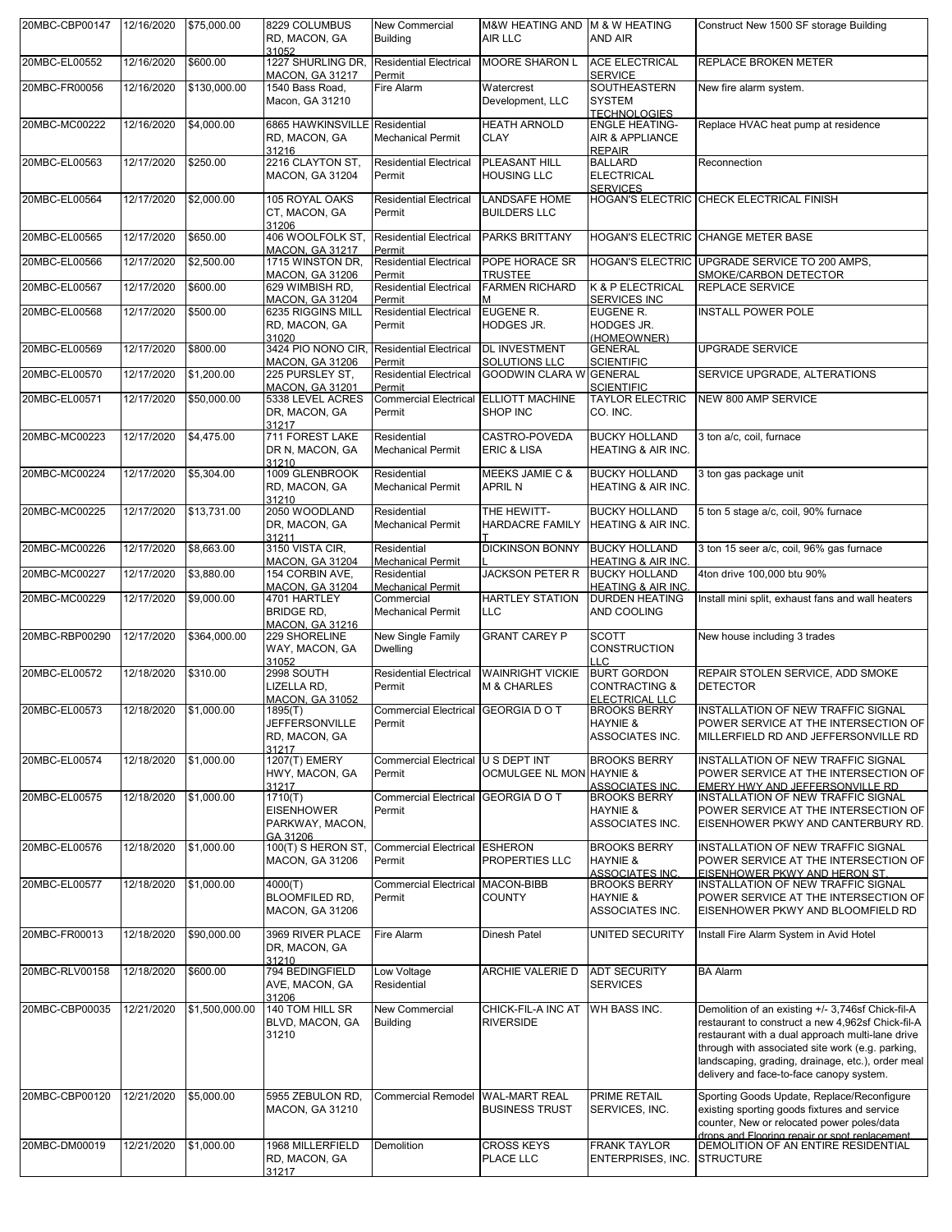| | | | | | | | |
|---|---|---|---|---|---|---|---|
| 20MBC-CBP00147 | 12/16/2020 | $75,000.00 | 8229 COLUMBUS RD, MACON, GA 31052 | New Commercial Building | M&W HEATING AND AIR LLC | M & W HEATING AND AIR | Construct New 1500 SF storage Building |
| 20MBC-EL00552 | 12/16/2020 | $600.00 | 1227 SHURLING DR, MACON, GA 31217 | Residential Electrical Permit | MOORE SHARON L | ACE ELECTRICAL SERVICE | REPLACE BROKEN METER |
| 20MBC-FR00056 | 12/16/2020 | $130,000.00 | 1540 Bass Road, Macon, GA 31210 | Fire Alarm | Watercrest Development, LLC | SOUTHEASTERN SYSTEM TECHNOLOGIES | New fire alarm system. |
| 20MBC-MC00222 | 12/16/2020 | $4,000.00 | 6865 HAWKINSVILLE RD, MACON, GA 31216 | Residential Mechanical Permit | HEATH ARNOLD CLAY | ENGLE HEATING-AIR & APPLIANCE REPAIR | Replace HVAC heat pump at residence |
| 20MBC-EL00563 | 12/17/2020 | $250.00 | 2216 CLAYTON ST, MACON, GA 31204 | Residential Electrical Permit | PLEASANT HILL HOUSING LLC | BALLARD ELECTRICAL SERVICES | Reconnection |
| 20MBC-EL00564 | 12/17/2020 | $2,000.00 | 105 ROYAL OAKS CT, MACON, GA 31206 | Residential Electrical Permit | LANDSAFE HOME BUILDERS LLC | HOGAN'S ELECTRIC | CHECK ELECTRICAL FINISH |
| 20MBC-EL00565 | 12/17/2020 | $650.00 | 406 WOOLFOLK ST, MACON, GA 31217 | Residential Electrical Permit | PARKS BRITTANY | HOGAN'S ELECTRIC | CHANGE METER BASE |
| 20MBC-EL00566 | 12/17/2020 | $2,500.00 | 1715 WINSTON DR, MACON, GA 31206 | Residential Electrical Permit | POPE HORACE SR TRUSTEE | HOGAN'S ELECTRIC | UPGRADE SERVICE TO 200 AMPS, SMOKE/CARBON DETECTOR |
| 20MBC-EL00567 | 12/17/2020 | $600.00 | 629 WIMBISH RD, MACON, GA 31204 | Residential Electrical Permit | FARMEN RICHARD M | K & P ELECTRICAL SERVICES INC | REPLACE SERVICE |
| 20MBC-EL00568 | 12/17/2020 | $500.00 | 6235 RIGGINS MILL RD, MACON, GA 31020 | Residential Electrical Permit | EUGENE R. HODGES JR. | EUGENE R. HODGES JR. (HOMEOWNER) | INSTALL POWER POLE |
| 20MBC-EL00569 | 12/17/2020 | $800.00 | 3424 PIO NONO CIR, MACON, GA 31206 | Residential Electrical Permit | DL INVESTMENT SOLUTIONS LLC | GENERAL SCIENTIFIC | UPGRADE SERVICE |
| 20MBC-EL00570 | 12/17/2020 | $1,200.00 | 225 PURSLEY ST, MACON, GA 31201 | Residential Electrical Permit | GOODWIN CLARA W | GENERAL SCIENTIFIC | SERVICE UPGRADE, ALTERATIONS |
| 20MBC-EL00571 | 12/17/2020 | $50,000.00 | 5338 LEVEL ACRES DR, MACON, GA 31217 | Commercial Electrical Permit | ELLIOTT MACHINE SHOP INC | TAYLOR ELECTRIC CO. INC. | NEW 800 AMP SERVICE |
| 20MBC-MC00223 | 12/17/2020 | $4,475.00 | 711 FOREST LAKE DR N, MACON, GA 31210 | Residential Mechanical Permit | CASTRO-POVEDA ERIC & LISA | BUCKY HOLLAND HEATING & AIR INC. | 3 ton a/c, coil, furnace |
| 20MBC-MC00224 | 12/17/2020 | $5,304.00 | 1009 GLENBROOK RD, MACON, GA 31210 | Residential Mechanical Permit | MEEKS JAMIE C & APRIL N | BUCKY HOLLAND HEATING & AIR INC. | 3 ton gas package unit |
| 20MBC-MC00225 | 12/17/2020 | $13,731.00 | 2050 WOODLAND DR, MACON, GA 31211 | Residential Mechanical Permit | THE HEWITT-HARDACRE FAMILY T | BUCKY HOLLAND HEATING & AIR INC. | 5 ton 5 stage a/c, coil, 90% furnace |
| 20MBC-MC00226 | 12/17/2020 | $8,663.00 | 3150 VISTA CIR, MACON, GA 31204 | Residential Mechanical Permit | DICKINSON BONNY L | BUCKY HOLLAND HEATING & AIR INC. | 3 ton 15 seer a/c, coil, 96% gas furnace |
| 20MBC-MC00227 | 12/17/2020 | $3,880.00 | 154 CORBIN AVE, MACON, GA 31204 | Residential Mechanical Permit | JACKSON PETER R | BUCKY HOLLAND HEATING & AIR INC. | 4ton drive 100,000 btu 90% |
| 20MBC-MC00229 | 12/17/2020 | $9,000.00 | 4701 HARTLEY BRIDGE RD, MACON, GA 31216 | Commercial Mechanical Permit | HARTLEY STATION LLC | DURDEN HEATING AND COOLING | Install mini split, exhaust fans and wall heaters |
| 20MBC-RBP00290 | 12/17/2020 | $364,000.00 | 229 SHORELINE WAY, MACON, GA 31052 | New Single Family Dwelling | GRANT CAREY P | SCOTT CONSTRUCTION LLC | New house including 3 trades |
| 20MBC-EL00572 | 12/18/2020 | $310.00 | 2998 SOUTH LIZELLA RD, MACON, GA 31052 | Residential Electrical Permit | WAINRIGHT VICKIE M & CHARLES | BURT GORDON CONTRACTING & ELECTRICAL LLC | REPAIR STOLEN SERVICE, ADD SMOKE DETECTOR |
| 20MBC-EL00573 | 12/18/2020 | $1,000.00 | 1895(T) JEFFERSONVILLE RD, MACON, GA 31217 | Commercial Electrical Permit | GEORGIA D O T | BROOKS BERRY HAYNIE & ASSOCIATES INC. | INSTALLATION OF NEW TRAFFIC SIGNAL POWER SERVICE AT THE INTERSECTION OF MILLERFIELD RD AND JEFFERSONVILLE RD |
| 20MBC-EL00574 | 12/18/2020 | $1,000.00 | 1207(T) EMERY HWY, MACON, GA 31217 | Commercial Electrical Permit | U S DEPT INT OCMULGEE NL MON | BROOKS BERRY HAYNIE & ASSOCIATES INC. | INSTALLATION OF NEW TRAFFIC SIGNAL POWER SERVICE AT THE INTERSECTION OF EMERY HWY AND JEFFERSONVILLE RD |
| 20MBC-EL00575 | 12/18/2020 | $1,000.00 | 1710(T) EISENHOWER PARKWAY, MACON, GA 31206 | Commercial Electrical Permit | GEORGIA D O T | BROOKS BERRY HAYNIE & ASSOCIATES INC. | INSTALLATION OF NEW TRAFFIC SIGNAL POWER SERVICE AT THE INTERSECTION OF EISENHOWER PKWY AND CANTERBURY RD. |
| 20MBC-EL00576 | 12/18/2020 | $1,000.00 | 100(T) S HERON ST, MACON, GA 31206 | Commercial Electrical Permit | ESHERON PROPERTIES LLC | BROOKS BERRY HAYNIE & ASSOCIATES INC. | INSTALLATION OF NEW TRAFFIC SIGNAL POWER SERVICE AT THE INTERSECTION OF EISENHOWER PKWY AND HERON ST. |
| 20MBC-EL00577 | 12/18/2020 | $1,000.00 | 4000(T) BLOOMFILED RD, MACON, GA 31206 | Commercial Electrical Permit | MACON-BIBB COUNTY | BROOKS BERRY HAYNIE & ASSOCIATES INC. | INSTALLATION OF NEW TRAFFIC SIGNAL POWER SERVICE AT THE INTERSECTION OF EISENHOWER PKWY AND BLOOMFIELD RD |
| 20MBC-FR00013 | 12/18/2020 | $90,000.00 | 3969 RIVER PLACE DR, MACON, GA 31210 | Fire Alarm | Dinesh Patel | UNITED SECURITY | Install Fire Alarm System in Avid Hotel |
| 20MBC-RLV00158 | 12/18/2020 | $600.00 | 794 BEDINGFIELD AVE, MACON, GA 31206 | Low Voltage Residential | ARCHIE VALERIE D | ADT SECURITY SERVICES | BA Alarm |
| 20MBC-CBP00035 | 12/21/2020 | $1,500,000.00 | 140 TOM HILL SR BLVD, MACON, GA 31210 | New Commercial Building | CHICK-FIL-A INC AT RIVERSIDE | WH BASS INC. | Demolition of an existing +/- 3,746sf Chick-fil-A restaurant to construct a new 4,962sf Chick-fil-A restaurant with a dual approach multi-lane drive through with associated site work (e.g. parking, landscaping, grading, drainage, etc.), order meal delivery and face-to-face canopy system. |
| 20MBC-CBP00120 | 12/21/2020 | $5,000.00 | 5955 ZEBULON RD, MACON, GA 31210 | Commercial Remodel | WAL-MART REAL BUSINESS TRUST | PRIME RETAIL SERVICES, INC. | Sporting Goods Update, Replace/Reconfigure existing sporting goods fixtures and service counter, New or relocated power poles/data drops and Flooring repair or spot replacement |
| 20MBC-DM00019 | 12/21/2020 | $1,000.00 | 1968 MILLERFIELD RD, MACON, GA 31217 | Demolition | CROSS KEYS PLACE LLC | FRANK TAYLOR ENTERPRISES, INC. | DEMOLITION OF AN ENTIRE RESIDENTIAL STRUCTURE |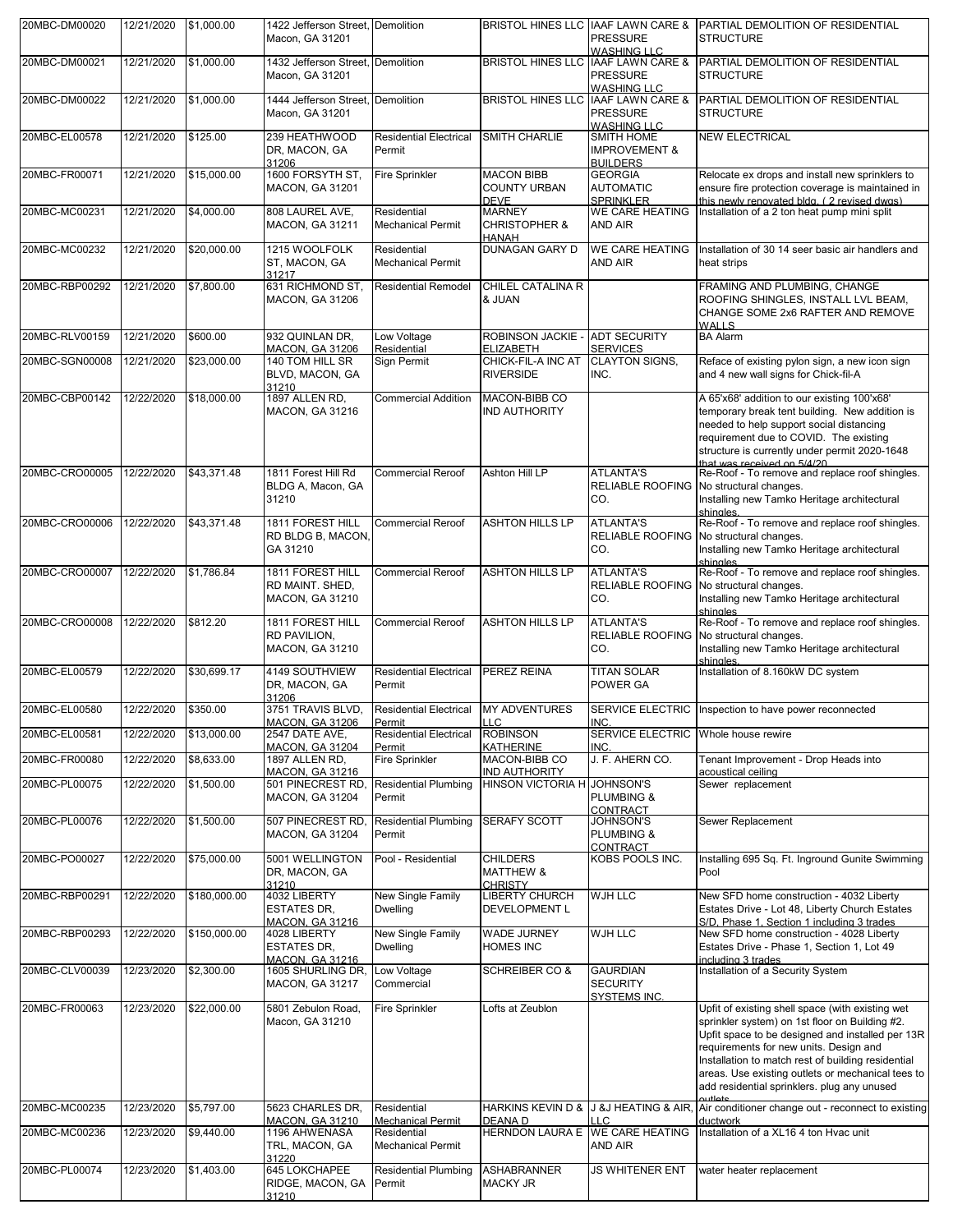| | | | | | | | |
|---|---|---|---|---|---|---|---|
| 20MBC-DM00020 | 12/21/2020 | $1,000.00 | 1422 Jefferson Street, Macon, GA 31201 | Demolition | BRISTOL HINES LLC | IAAF LAWN CARE & PRESSURE WASHING LLC | PARTIAL DEMOLITION OF RESIDENTIAL STRUCTURE |
| 20MBC-DM00021 | 12/21/2020 | $1,000.00 | 1432 Jefferson Street, Macon, GA 31201 | Demolition | BRISTOL HINES LLC | IAAF LAWN CARE & PRESSURE WASHING LLC | PARTIAL DEMOLITION OF RESIDENTIAL STRUCTURE |
| 20MBC-DM00022 | 12/21/2020 | $1,000.00 | 1444 Jefferson Street, Macon, GA 31201 | Demolition | BRISTOL HINES LLC | IAAF LAWN CARE & PRESSURE WASHING LLC | PARTIAL DEMOLITION OF RESIDENTIAL STRUCTURE |
| 20MBC-EL00578 | 12/21/2020 | $125.00 | 239 HEATHWOOD DR, MACON, GA 31206 | Residential Electrical Permit | SMITH CHARLIE | SMITH HOME IMPROVEMENT & BUILDERS | NEW ELECTRICAL |
| 20MBC-FR00071 | 12/21/2020 | $15,000.00 | 1600 FORSYTH ST, MACON, GA 31201 | Fire Sprinkler | MACON BIBB COUNTY URBAN DEVE | GEORGIA AUTOMATIC SPRINKLER | Relocate ex drops and install new sprinklers to ensure fire protection coverage is maintained in this newly renovated bldg. ( 2 revised dwgs) |
| 20MBC-MC00231 | 12/21/2020 | $4,000.00 | 808 LAUREL AVE, MACON, GA 31211 | Residential Mechanical Permit | MARNEY CHRISTOPHER & HANAH | WE CARE HEATING AND AIR | Installation of a 2 ton heat pump mini split |
| 20MBC-MC00232 | 12/21/2020 | $20,000.00 | 1215 WOOLFOLK ST, MACON, GA 31217 | Residential Mechanical Permit | DUNAGAN GARY D | WE CARE HEATING AND AIR | Installation of 30 14 seer basic air handlers and heat strips |
| 20MBC-RBP00292 | 12/21/2020 | $7,800.00 | 631 RICHMOND ST, MACON, GA 31206 | Residential Remodel | CHILEL CATALINA R & JUAN | | FRAMING AND PLUMBING, CHANGE ROOFING SHINGLES, INSTALL LVL BEAM, CHANGE SOME 2x6 RAFTER AND REMOVE WALLS |
| 20MBC-RLV00159 | 12/21/2020 | $600.00 | 932 QUINLAN DR, MACON, GA 31206 | Low Voltage Residential | ROBINSON JACKIE - ELIZABETH | ADT SECURITY SERVICES | BA Alarm |
| 20MBC-SGN00008 | 12/21/2020 | $23,000.00 | 140 TOM HILL SR BLVD, MACON, GA 31210 | Sign Permit | CHICK-FIL-A INC AT RIVERSIDE | CLAYTON SIGNS, INC. | Reface of existing pylon sign, a new icon sign and 4 new wall signs for Chick-fil-A |
| 20MBC-CBP00142 | 12/22/2020 | $18,000.00 | 1897 ALLEN RD, MACON, GA 31216 | Commercial Addition | MACON-BIBB CO IND AUTHORITY | | A 65'x68' addition to our existing 100'x68' temporary break tent building. New addition is needed to help support social distancing requirement due to COVID. The existing structure is currently under permit 2020-1648 that was received on 5/4/20 |
| 20MBC-CRO00005 | 12/22/2020 | $43,371.48 | 1811 Forest Hill Rd BLDG A, Macon, GA 31210 | Commercial Reroof | Ashton Hill LP | ATLANTA'S RELIABLE ROOFING CO. | Re-Roof - To remove and replace roof shingles. No structural changes. Installing new Tamko Heritage architectural shingles. |
| 20MBC-CRO00006 | 12/22/2020 | $43,371.48 | 1811 FOREST HILL RD BLDG B, MACON, GA 31210 | Commercial Reroof | ASHTON HILLS LP | ATLANTA'S RELIABLE ROOFING CO. | Re-Roof - To remove and replace roof shingles. No structural changes. Installing new Tamko Heritage architectural shingles |
| 20MBC-CRO00007 | 12/22/2020 | $1,786.84 | 1811 FOREST HILL RD MAINT. SHED, MACON, GA 31210 | Commercial Reroof | ASHTON HILLS LP | ATLANTA'S RELIABLE ROOFING CO. | Re-Roof - To remove and replace roof shingles. No structural changes. Installing new Tamko Heritage architectural shingles |
| 20MBC-CRO00008 | 12/22/2020 | $812.20 | 1811 FOREST HILL RD PAVILION, MACON, GA 31210 | Commercial Reroof | ASHTON HILLS LP | ATLANTA'S RELIABLE ROOFING CO. | Re-Roof - To remove and replace roof shingles. No structural changes. Installing new Tamko Heritage architectural shingles. |
| 20MBC-EL00579 | 12/22/2020 | $30,699.17 | 4149 SOUTHVIEW DR, MACON, GA 31206 | Residential Electrical Permit | PEREZ REINA | TITAN SOLAR POWER GA | Installation of 8.160kW DC system |
| 20MBC-EL00580 | 12/22/2020 | $350.00 | 3751 TRAVIS BLVD, MACON, GA 31206 | Residential Electrical Permit | MY ADVENTURES LLC | SERVICE ELECTRIC INC. | Inspection to have power reconnected |
| 20MBC-EL00581 | 12/22/2020 | $13,000.00 | 2547 DATE AVE, MACON, GA 31204 | Residential Electrical Permit | ROBINSON KATHERINE | SERVICE ELECTRIC INC. | Whole house rewire |
| 20MBC-FR00080 | 12/22/2020 | $8,633.00 | 1897 ALLEN RD, MACON, GA 31216 | Fire Sprinkler | MACON-BIBB CO IND AUTHORITY | J. F. AHERN CO. | Tenant Improvement - Drop Heads into acoustical ceiling |
| 20MBC-PL00075 | 12/22/2020 | $1,500.00 | 501 PINECREST RD, MACON, GA 31204 | Residential Plumbing Permit | HINSON VICTORIA H | JOHNSON'S PLUMBING & CONTRACT | Sewer replacement |
| 20MBC-PL00076 | 12/22/2020 | $1,500.00 | 507 PINECREST RD, MACON, GA 31204 | Residential Plumbing Permit | SERAFY SCOTT | JOHNSON'S PLUMBING & CONTRACT | Sewer Replacement |
| 20MBC-PO00027 | 12/22/2020 | $75,000.00 | 5001 WELLINGTON DR, MACON, GA 31210 | Pool - Residential | CHILDERS MATTHEW & CHRISTY | KOBS POOLS INC. | Installing 695 Sq. Ft. Inground Gunite Swimming Pool |
| 20MBC-RBP00291 | 12/22/2020 | $180,000.00 | 4032 LIBERTY ESTATES DR, MACON, GA 31216 | New Single Family Dwelling | LIBERTY CHURCH DEVELOPMENT L | WJH LLC | New SFD home construction - 4032 Liberty Estates Drive - Lot 48, Liberty Church Estates S/D, Phase 1, Section 1 including 3 trades |
| 20MBC-RBP00293 | 12/22/2020 | $150,000.00 | 4028 LIBERTY ESTATES DR, MACON, GA 31216 | New Single Family Dwelling | WADE JURNEY HOMES INC | WJH LLC | New SFD home construction - 4028 Liberty Estates Drive - Phase 1, Section 1, Lot 49 including 3 trades |
| 20MBC-CLV00039 | 12/23/2020 | $2,300.00 | 1605 SHURLING DR, MACON, GA 31217 | Low Voltage Commercial | SCHREIBER CO & | GAURDIAN SECURITY SYSTEMS INC. | Installation of a Security System |
| 20MBC-FR00063 | 12/23/2020 | $22,000.00 | 5801 Zebulon Road, Macon, GA 31210 | Fire Sprinkler | Lofts at Zeublon | | Upfit of existing shell space (with existing wet sprinkler system) on 1st floor on Building #2. Upfit space to be designed and installed per 13R requirements for new units. Design and Installation to match rest of building residential areas. Use existing outlets or mechanical tees to add residential sprinklers. plug any unused outlets |
| 20MBC-MC00235 | 12/23/2020 | $5,797.00 | 5623 CHARLES DR, MACON, GA 31210 | Residential Mechanical Permit | HARKINS KEVIN D & DEANA D | J &J HEATING & AIR, LLC | Air conditioner change out - reconnect to existing ductwork |
| 20MBC-MC00236 | 12/23/2020 | $9,440.00 | 1196 AHWENASA TRL, MACON, GA 31220 | Residential Mechanical Permit | HERNDON LAURA E | WE CARE HEATING AND AIR | Installation of a XL16 4 ton Hvac unit |
| 20MBC-PL00074 | 12/23/2020 | $1,403.00 | 645 LOKCHAPEE RIDGE, MACON, GA 31210 | Residential Plumbing Permit | ASHABRANNER MACKY JR | JS WHITENER ENT | water heater replacement |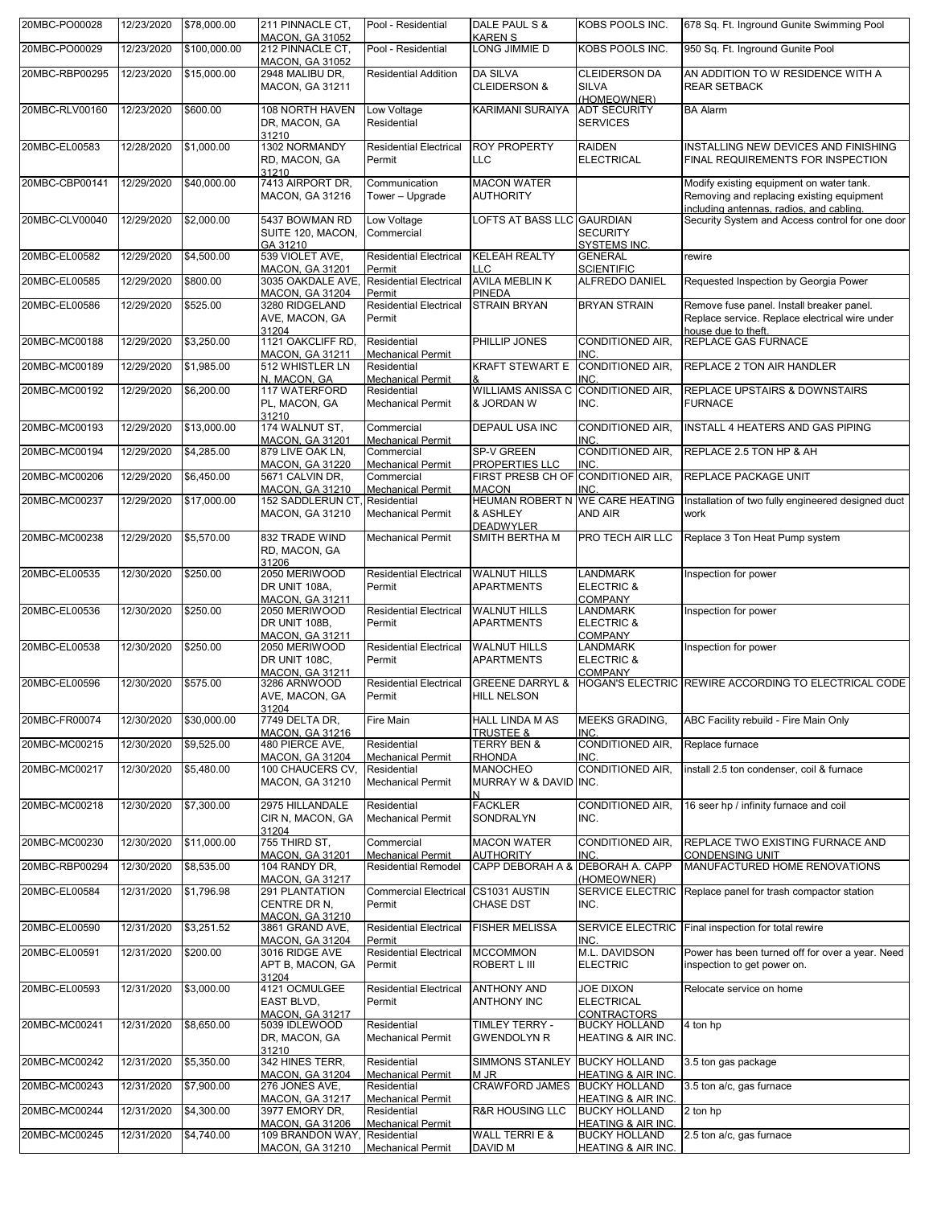| 20MBC-PO00028 | 12/23/2020 | $78,000.00 | 211 PINNACLE CT, MACON, GA 31052 | Pool - Residential | DALE PAUL S & KAREN S | KOBS POOLS INC. | 678 Sq. Ft. Inground Gunite Swimming Pool |
|---|---|---|---|---|---|---|---|
| 20MBC-PO00029 | 12/23/2020 | $100,000.00 | 212 PINNACLE CT, MACON, GA 31052 | Pool - Residential | LONG JIMMIE D | KOBS POOLS INC. | 950 Sq. Ft. Inground Gunite Pool |
| 20MBC-RBP00295 | 12/23/2020 | $15,000.00 | 2948 MALIBU DR, MACON, GA 31211 | Residential Addition | DA SILVA CLEIDERSON & | CLEIDERSON DA SILVA (HOMEOWNER) | AN ADDITION TO W RESIDENCE WITH A REAR SETBACK |
| 20MBC-RLV00160 | 12/23/2020 | $600.00 | 108 NORTH HAVEN DR, MACON, GA 31210 | Low Voltage Residential | KARIMANI SURAIYA | ADT SECURITY SERVICES | BA Alarm |
| 20MBC-EL00583 | 12/28/2020 | $1,000.00 | 1302 NORMANDY RD, MACON, GA 31210 | Residential Electrical Permit | ROY PROPERTY LLC | RAIDEN ELECTRICAL | INSTALLING NEW DEVICES AND FINISHING FINAL REQUIREMENTS FOR INSPECTION |
| 20MBC-CBP00141 | 12/29/2020 | $40,000.00 | 7413 AIRPORT DR, MACON, GA 31216 | Communication Tower – Upgrade | MACON WATER AUTHORITY | | Modify existing equipment on water tank. Removing and replacing existing equipment including antennas, radios, and cabling. |
| 20MBC-CLV00040 | 12/29/2020 | $2,000.00 | 5437 BOWMAN RD SUITE 120, MACON, GA 31210 | Low Voltage Commercial | LOFTS AT BASS LLC | GAURDIAN SECURITY SYSTEMS INC. | Security System and Access control for one door |
| 20MBC-EL00582 | 12/29/2020 | $4,500.00 | 539 VIOLET AVE, MACON, GA 31201 | Residential Electrical Permit | KELEAH REALTY LLC | GENERAL SCIENTIFIC | rewire |
| 20MBC-EL00585 | 12/29/2020 | $800.00 | 3035 OAKDALE AVE, MACON, GA 31204 | Residential Electrical Permit | AVILA MEBLIN K PINEDA | ALFREDO DANIEL | Requested Inspection by Georgia Power |
| 20MBC-EL00586 | 12/29/2020 | $525.00 | 3280 RIDGELAND AVE, MACON, GA 31204 | Residential Electrical Permit | STRAIN BRYAN | BRYAN STRAIN | Remove fuse panel. Install breaker panel. Replace service. Replace electrical wire under house due to theft. |
| 20MBC-MC00188 | 12/29/2020 | $3,250.00 | 1121 OAKCLIFF RD, MACON, GA 31211 | Residential Mechanical Permit | PHILLIP JONES | CONDITIONED AIR, INC. | REPLACE GAS FURNACE |
| 20MBC-MC00189 | 12/29/2020 | $1,985.00 | 512 WHISTLER LN N, MACON, GA | Residential Mechanical Permit | KRAFT STEWART E & | CONDITIONED AIR, INC. | REPLACE 2 TON AIR HANDLER |
| 20MBC-MC00192 | 12/29/2020 | $6,200.00 | 117 WATERFORD PL, MACON, GA 31210 | Residential Mechanical Permit | WILLIAMS ANISSA C & JORDAN W | CONDITIONED AIR, INC. | REPLACE UPSTAIRS & DOWNSTAIRS FURNACE |
| 20MBC-MC00193 | 12/29/2020 | $13,000.00 | 174 WALNUT ST, MACON, GA 31201 | Commercial Mechanical Permit | DEPAUL USA INC | CONDITIONED AIR, INC. | INSTALL 4 HEATERS AND GAS PIPING |
| 20MBC-MC00194 | 12/29/2020 | $4,285.00 | 879 LIVE OAK LN, MACON, GA 31220 | Commercial Mechanical Permit | SP-V GREEN PROPERTIES LLC | CONDITIONED AIR, INC. | REPLACE 2.5 TON HP & AH |
| 20MBC-MC00206 | 12/29/2020 | $6,450.00 | 5671 CALVIN DR, MACON, GA 31210 | Commercial Mechanical Permit | FIRST PRESB CH OF MACON | CONDITIONED AIR, INC. | REPLACE PACKAGE UNIT |
| 20MBC-MC00237 | 12/29/2020 | $17,000.00 | 152 SADDLERUN CT, MACON, GA 31210 | Residential Mechanical Permit | HEUMAN ROBERT N & ASHLEY DEADWYLER | WE CARE HEATING AND AIR | Installation of two fully engineered designed duct work |
| 20MBC-MC00238 | 12/29/2020 | $5,570.00 | 832 TRADE WIND RD, MACON, GA 31206 | Mechanical Permit | SMITH BERTHA M | PRO TECH AIR LLC | Replace 3 Ton Heat Pump system |
| 20MBC-EL00535 | 12/30/2020 | $250.00 | 2050 MERIWOOD DR UNIT 108A, MACON, GA 31211 | Residential Electrical Permit | WALNUT HILLS APARTMENTS | LANDMARK ELECTRIC & COMPANY | Inspection for power |
| 20MBC-EL00536 | 12/30/2020 | $250.00 | 2050 MERIWOOD DR UNIT 108B, MACON, GA 31211 | Residential Electrical Permit | WALNUT HILLS APARTMENTS | LANDMARK ELECTRIC & COMPANY | Inspection for power |
| 20MBC-EL00538 | 12/30/2020 | $250.00 | 2050 MERIWOOD DR UNIT 108C, MACON, GA 31211 | Residential Electrical Permit | WALNUT HILLS APARTMENTS | LANDMARK ELECTRIC & COMPANY | Inspection for power |
| 20MBC-EL00596 | 12/30/2020 | $575.00 | 3286 ARNWOOD AVE, MACON, GA 31204 | Residential Electrical Permit | GREENE DARRYL & HILL NELSON | HOGAN'S ELECTRIC | REWIRE ACCORDING TO ELECTRICAL CODE |
| 20MBC-FR00074 | 12/30/2020 | $30,000.00 | 7749 DELTA DR, MACON, GA 31216 | Fire Main | HALL LINDA M AS TRUSTEE & | MEEKS GRADING, INC. | ABC Facility rebuild - Fire Main Only |
| 20MBC-MC00215 | 12/30/2020 | $9,525.00 | 480 PIERCE AVE, MACON, GA 31204 | Residential Mechanical Permit | TERRY BEN & RHONDA | CONDITIONED AIR, INC. | Replace furnace |
| 20MBC-MC00217 | 12/30/2020 | $5,480.00 | 100 CHAUCERS CV, MACON, GA 31210 | Residential Mechanical Permit | MANOCHEO MURRAY W & DAVID N | CONDITIONED AIR, INC. | install 2.5 ton condenser, coil & furnace |
| 20MBC-MC00218 | 12/30/2020 | $7,300.00 | 2975 HILLANDALE CIR N, MACON, GA 31204 | Residential Mechanical Permit | FACKLER SONDRALYN | CONDITIONED AIR, INC. | 16 seer hp / infinity furnace and coil |
| 20MBC-MC00230 | 12/30/2020 | $11,000.00 | 755 THIRD ST, MACON, GA 31201 | Commercial Mechanical Permit | MACON WATER AUTHORITY | CONDITIONED AIR, INC. | REPLACE TWO EXISTING FURNACE AND CONDENSING UNIT |
| 20MBC-RBP00294 | 12/30/2020 | $8,535.00 | 104 RANDY DR, MACON, GA 31217 | Residential Remodel | CAPP DEBORAH A & | DEBORAH A. CAPP (HOMEOWNER) | MANUFACTURED HOME RENOVATIONS |
| 20MBC-EL00584 | 12/31/2020 | $1,796.98 | 291 PLANTATION CENTRE DR N, MACON, GA 31210 | Commercial Electrical Permit | CS1031 AUSTIN CHASE DST | SERVICE ELECTRIC INC. | Replace panel for trash compactor station |
| 20MBC-EL00590 | 12/31/2020 | $3,251.52 | 3861 GRAND AVE, MACON, GA 31204 | Residential Electrical Permit | FISHER MELISSA | SERVICE ELECTRIC INC. | Final inspection for total rewire |
| 20MBC-EL00591 | 12/31/2020 | $200.00 | 3016 RIDGE AVE APT B, MACON, GA 31204 | Residential Electrical Permit | MCCOMMON ROBERT L III | M.L. DAVIDSON ELECTRIC | Power has been turned off for over a year. Need inspection to get power on. |
| 20MBC-EL00593 | 12/31/2020 | $3,000.00 | 4121 OCMULGEE EAST BLVD, MACON, GA 31217 | Residential Electrical Permit | ANTHONY AND ANTHONY INC | JOE DIXON ELECTRICAL CONTRACTORS | Relocate service on home |
| 20MBC-MC00241 | 12/31/2020 | $8,650.00 | 5039 IDLEWOOD DR, MACON, GA 31210 | Residential Mechanical Permit | TIMLEY TERRY - GWENDOLYN R | BUCKY HOLLAND HEATING & AIR INC. | 4 ton hp |
| 20MBC-MC00242 | 12/31/2020 | $5,350.00 | 342 HINES TERR, MACON, GA 31204 | Residential Mechanical Permit | SIMMONS STANLEY M JR | BUCKY HOLLAND HEATING & AIR INC. | 3.5 ton gas package |
| 20MBC-MC00243 | 12/31/2020 | $7,900.00 | 276 JONES AVE, MACON, GA 31217 | Residential Mechanical Permit | CRAWFORD JAMES | BUCKY HOLLAND HEATING & AIR INC. | 3.5 ton a/c, gas furnace |
| 20MBC-MC00244 | 12/31/2020 | $4,300.00 | 3977 EMORY DR, MACON, GA 31206 | Residential Mechanical Permit | R&R HOUSING LLC | BUCKY HOLLAND HEATING & AIR INC. | 2 ton hp |
| 20MBC-MC00245 | 12/31/2020 | $4,740.00 | 109 BRANDON WAY, MACON, GA 31210 | Residential Mechanical Permit | WALL TERRI E & DAVID M | BUCKY HOLLAND HEATING & AIR INC. | 2.5 ton a/c, gas furnace |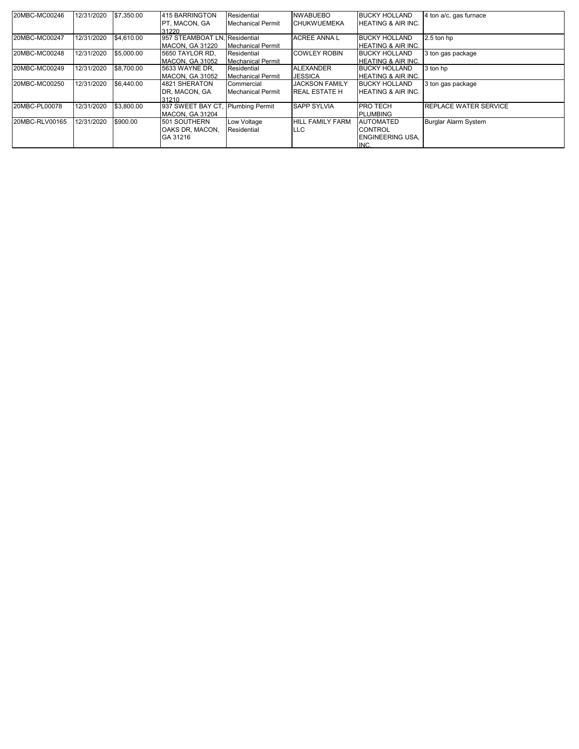| | | | | | | | |
|---|---|---|---|---|---|---|---|
| 20MBC-MC00246 | 12/31/2020 | $7,350.00 | 415 BARRINGTON PT, MACON, GA 31220 | Residential Mechanical Permit | NWABUEBO CHUKWUEMEKA | BUCKY HOLLAND HEATING & AIR INC. | 4 ton a/c, gas furnace |
| 20MBC-MC00247 | 12/31/2020 | $4,610.00 | 957 STEAMBOAT LN, MACON, GA 31220 | Residential Mechanical Permit | ACREE ANNA L | BUCKY HOLLAND HEATING & AIR INC. | 2.5 ton hp |
| 20MBC-MC00248 | 12/31/2020 | $5,000.00 | 5650 TAYLOR RD, MACON, GA 31052 | Residential Mechanical Permit | COWLEY ROBIN | BUCKY HOLLAND HEATING & AIR INC. | 3 ton gas package |
| 20MBC-MC00249 | 12/31/2020 | $8,700.00 | 5633 WAYNE DR, MACON, GA 31052 | Residential Mechanical Permit | ALEXANDER JESSICA | BUCKY HOLLAND HEATING & AIR INC. | 3 ton hp |
| 20MBC-MC00250 | 12/31/2020 | $6,440.00 | 4821 SHERATON DR, MACON, GA 31210 | Commercial Mechanical Permit | JACKSON FAMILY REAL ESTATE H | BUCKY HOLLAND HEATING & AIR INC. | 3 ton gas package |
| 20MBC-PL00078 | 12/31/2020 | $3,800.00 | 937 SWEET BAY CT, MACON, GA 31204 | Plumbing Permit | SAPP SYLVIA | PRO TECH PLUMBING | REPLACE WATER SERVICE |
| 20MBC-RLV00165 | 12/31/2020 | $900.00 | 501 SOUTHERN OAKS DR, MACON, GA 31216 | Low Voltage Residential | HILL FAMILY FARM LLC | AUTOMATED CONTROL ENGINEERING USA, INC. | Burglar Alarm System |